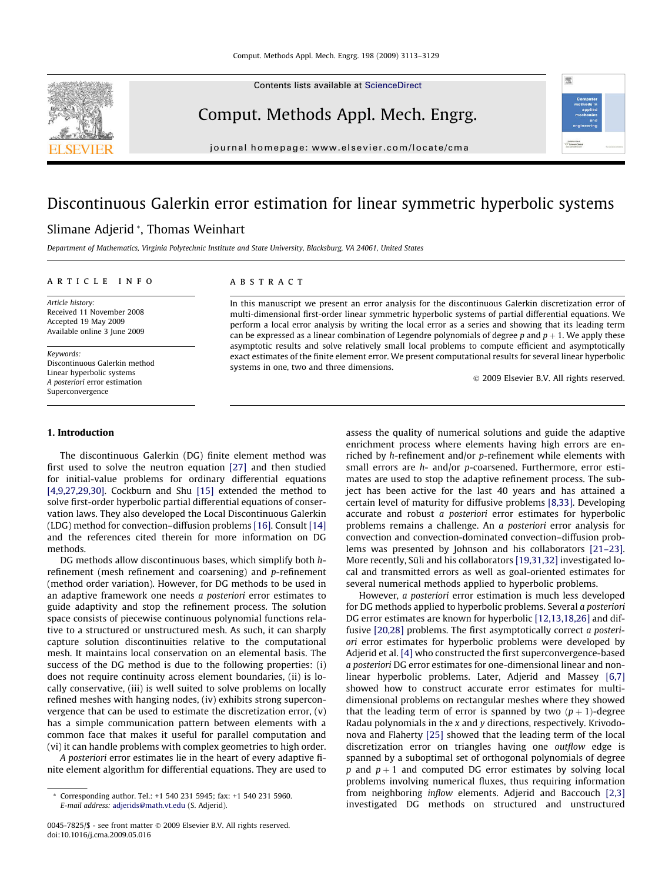# Discontinuous Galerkin error estimation for linear symmetric hyperbolic systems

Slimane Adjerid *, Thomas Weinhart

*Department of Mathematics, Virginia Polytechnic Institute and State University, Blacksburg, VA 24061, United States*

## ARTICLE INFO

*Article history:*
Received 11 November 2008
Accepted 19 May 2009
Available online 3 June 2009

*Keywords:*
Discontinuous Galerkin method
Linear hyperbolic systems
*A posteriori* error estimation
Superconvergence

## ABSTRACT

In this manuscript we present an error analysis for the discontinuous Galerkin discretization error of multi-dimensional first-order linear symmetric hyperbolic systems of partial differential equations. We perform a local error analysis by writing the local error as a series and showing that its leading term can be expressed as a linear combination of Legendre polynomials of degree $p$ and $p+1$. We apply these asymptotic results and solve relatively small local problems to compute efficient and asymptotically exact estimates of the finite element error. We present computational results for several linear hyperbolic systems in one, two and three dimensions.

© 2009 Elsevier B.V. All rights reserved.

## 1. Introduction

The discontinuous Galerkin (DG) finite element method was first used to solve the neutron equation [27] and then studied for initial-value problems for ordinary differential equations [4,9,27,29,30]. Cockburn and Shu [15] extended the method to solve first-order hyperbolic partial differential equations of conservation laws. They also developed the Local Discontinuous Galerkin (LDG) method for convection–diffusion problems [16]. Consult [14] and the references cited therein for more information on DG methods.

DG methods allow discontinuous bases, which simplify both $h$-refinement (mesh refinement and coarsening) and $p$-refinement (method order variation). However, for DG methods to be used in an adaptive framework one needs *a posteriori* error estimates to guide adaptivity and stop the refinement process. The solution space consists of piecewise continuous polynomial functions relative to a structured or unstructured mesh. As such, it can sharply capture solution discontinuities relative to the computational mesh. It maintains local conservation on an elemental basis. The success of the DG method is due to the following properties: (i) does not require continuity across element boundaries, (ii) is locally conservative, (iii) is well suited to solve problems on locally refined meshes with hanging nodes, (iv) exhibits strong superconvergence that can be used to estimate the discretization error, (v) has a simple communication pattern between elements with a common face that makes it useful for parallel computation and (vi) it can handle problems with complex geometries to high order.

*A posteriori* error estimates lie in the heart of every adaptive finite element algorithm for differential equations. They are used to assess the quality of numerical solutions and guide the adaptive enrichment process where elements having high errors are enriched by $h$-refinement and/or $p$-refinement while elements with small errors are $h$- and/or $p$-coarsened. Furthermore, error estimates are used to stop the adaptive refinement process. The subject has been active for the last 40 years and has attained a certain level of maturity for diffusive problems [8,33]. Developing accurate and robust *a posteriori* error estimates for hyperbolic problems remains a challenge. An *a posteriori* error analysis for convection and convection-dominated convection–diffusion problems was presented by Johnson and his collaborators [21–23]. More recently, Süli and his collaborators [19,31,32] investigated local and transmitted errors as well as goal-oriented estimates for several numerical methods applied to hyperbolic problems.

However, *a posteriori* error estimation is much less developed for DG methods applied to hyperbolic problems. Several *a posteriori* DG error estimates are known for hyperbolic [12,13,18,26] and diffusive [20,28] problems. The first asymptotically correct *a posteriori* error estimates for hyperbolic problems were developed by Adjerid et al. [4] who constructed the first superconvergence-based *a posteriori* DG error estimates for one-dimensional linear and nonlinear hyperbolic problems. Later, Adjerid and Massey [6,7] showed how to construct accurate error estimates for multi-dimensional problems on rectangular meshes where they showed that the leading term of error is spanned by two $(p+1)$-degree Radau polynomials in the $x$ and $y$ directions, respectively. Krivodonova and Flaherty [25] showed that the leading term of the local discretization error on triangles having one *outflow* edge is spanned by a suboptimal set of orthogonal polynomials of degree $p$ and $p+1$ and computed DG error estimates by solving local problems involving numerical fluxes, thus requiring information from neighboring *inflow* elements. Adjerid and Baccouch [2,3] investigated DG methods on structured and unstructured

* Corresponding author. Tel.: +1 540 231 5945; fax: +1 540 231 5960.
*E-mail address:* adjerids@math.vt.edu (S. Adjerid).

0045-7825/$ - see front matter © 2009 Elsevier B.V. All rights reserved.
doi:10.1016/j.cma.2009.05.016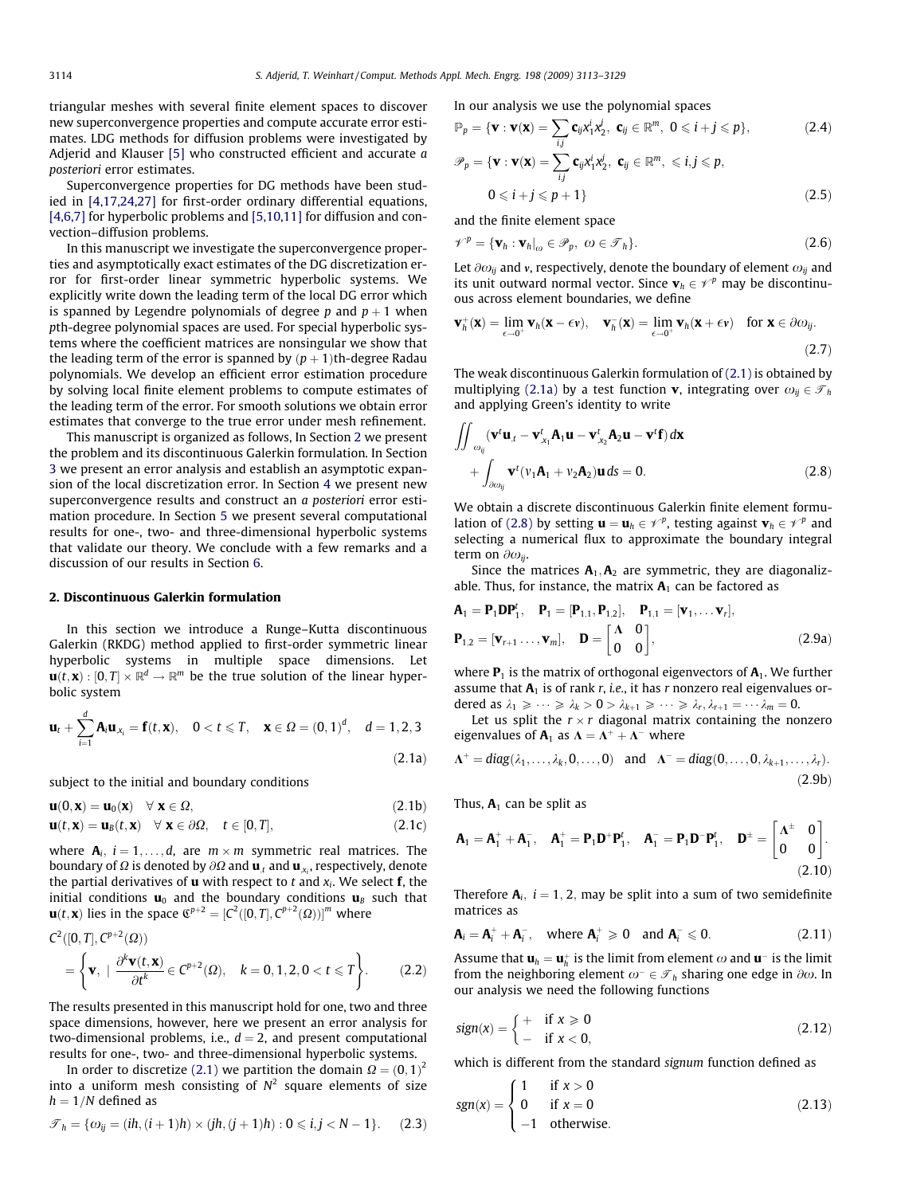triangular meshes with several finite element spaces to discover new superconvergence properties and compute accurate error estimates. LDG methods for diffusion problems were investigated by Adjerid and Klauser [5] who constructed efficient and accurate *a posteriori* error estimates.

Superconvergence properties for DG methods have been studied in [4,17,24,27] for first-order ordinary differential equations, [4,6,7] for hyperbolic problems and [5,10,11] for diffusion and convection–diffusion problems.

In this manuscript we investigate the superconvergence properties and asymptotically exact estimates of the DG discretization error for first-order linear symmetric hyperbolic systems. We explicitly write down the leading term of the local DG error which is spanned by Legendre polynomials of degree $p$ and $p+1$ when $p$th-degree polynomial spaces are used. For special hyperbolic systems where the coefficient matrices are nonsingular we show that the leading term of the error is spanned by $(p+1)$th-degree Radau polynomials. We develop an efficient error estimation procedure by solving local finite element problems to compute estimates of the leading term of the error. For smooth solutions we obtain error estimates that converge to the true error under mesh refinement.

This manuscript is organized as follows, In Section 2 we present the problem and its discontinuous Galerkin formulation. In Section 3 we present an error analysis and establish an asymptotic expansion of the local discretization error. In Section 4 we present new superconvergence results and construct an *a posteriori* error estimation procedure. In Section 5 we present several computational results for one-, two- and three-dimensional hyperbolic systems that validate our theory. We conclude with a few remarks and a discussion of our results in Section 6.

## 2. Discontinuous Galerkin formulation

In this section we introduce a Runge–Kutta discontinuous Galerkin (RKDG) method applied to first-order symmetric linear hyperbolic systems in multiple space dimensions. Let $\mathbf{u}(t,\mathbf{x}):[0,T]\times\mathbb{R}^d\rightarrow\mathbb{R}^m$ be the true solution of the linear hyperbolic system

$$\mathbf{u}_t+\sum_{i=1}^{d}\mathbf{A}_i\mathbf{u}_{x_i}=\mathbf{f}(t,\mathbf{x}),\quad 0<t\leqslant T,\quad \mathbf{x}\in\Omega=(0,1)^d,\quad d=1,2,3 \tag{2.1a}$$

subject to the initial and boundary conditions

$$\mathbf{u}(0,\mathbf{x})=\mathbf{u}_0(\mathbf{x})\quad\forall\,\mathbf{x}\in\Omega, \tag{2.1b}$$

$$\mathbf{u}(t,\mathbf{x})=\mathbf{u}_B(t,\mathbf{x})\quad\forall\,\mathbf{x}\in\partial\Omega,\quad t\in[0,T], \tag{2.1c}$$

where $\mathbf{A}_i$, $i=1,\ldots,d$, are $m\times m$ symmetric real matrices. The boundary of $\Omega$ is denoted by $\partial\Omega$ and $\mathbf{u}_{,t}$ and $\mathbf{u}_{,x_i}$, respectively, denote the partial derivatives of $\mathbf{u}$ with respect to $t$ and $x_i$. We select $\mathbf{f}$, the initial conditions $\mathbf{u}_0$ and the boundary conditions $\mathbf{u}_B$ such that $\mathbf{u}(t,\mathbf{x})$ lies in the space $\mathfrak{C}^{p+2}=[C^2([0,T],C^{p+2}(\Omega))]^m$ where

$$C^2([0,T],C^{p+2}(\Omega))=\left\{\mathbf{v},\ \mid\ \frac{\partial^k\mathbf{v}(t,\mathbf{x})}{\partial t^k}\in C^{p+2}(\Omega),\quad k=0,1,2,0<t\leqslant T\right\}. \tag{2.2}$$

The results presented in this manuscript hold for one, two and three space dimensions, however, here we present an error analysis for two-dimensional problems, i.e., $d=2$, and present computational results for one-, two- and three-dimensional hyperbolic systems.

In order to discretize (2.1) we partition the domain $\Omega=(0,1)^2$ into a uniform mesh consisting of $N^2$ square elements of size $h=1/N$ defined as

$$\mathscr{T}_h=\{\omega_{ij}=(ih,(i+1)h)\times(jh,(j+1)h):0\leqslant i,j<N-1\}. \tag{2.3}$$

In our analysis we use the polynomial spaces

$$\mathbb{P}_p=\{\mathbf{v}:\mathbf{v}(\mathbf{x})=\sum_{i,j}\mathbf{c}_{ij}x_1^ix_2^j,\ \mathbf{c}_{ij}\in\mathbb{R}^m,\ 0\leqslant i+j\leqslant p\}, \tag{2.4}$$

$$\mathscr{P}_p=\{\mathbf{v}:\mathbf{v}(\mathbf{x})=\sum_{i,j}\mathbf{c}_{ij}x_1^ix_2^j,\ \mathbf{c}_{ij}\in\mathbb{R}^m,\ \leqslant i,j\leqslant p,\ 0\leqslant i+j\leqslant p+1\} \tag{2.5}$$

and the finite element space

$$\mathscr{V}^p=\{\mathbf{v}_h:\mathbf{v}_h|_\omega\in\mathscr{P}_p,\ \omega\in\mathscr{T}_h\}. \tag{2.6}$$

Let $\partial\omega_{ij}$ and $\nu$, respectively, denote the boundary of element $\omega_{ij}$ and its unit outward normal vector. Since $\mathbf{v}_h\in\mathscr{V}^p$ may be discontinuous across element boundaries, we define

$$\mathbf{v}_h^+(\mathbf{x})=\lim_{\epsilon\to0^+}\mathbf{v}_h(\mathbf{x}-\epsilon\nu),\quad \mathbf{v}_h^-(\mathbf{x})=\lim_{\epsilon\to0^+}\mathbf{v}_h(\mathbf{x}+\epsilon\nu)\quad\text{for }\mathbf{x}\in\partial\omega_{ij}. \tag{2.7}$$

The weak discontinuous Galerkin formulation of (2.1) is obtained by multiplying (2.1a) by a test function $\mathbf{v}$, integrating over $\omega_{ij}\in\mathscr{T}_h$ and applying Green's identity to write

$$\iint_{\omega_{ij}}(\mathbf{v}^t\mathbf{u}_{,t}-\mathbf{v}^t_{,x_1}\mathbf{A}_1\mathbf{u}-\mathbf{v}^t_{,x_2}\mathbf{A}_2\mathbf{u}-\mathbf{v}^t\mathbf{f})\,d\mathbf{x}+\int_{\partial\omega_{ij}}\mathbf{v}^t(\nu_1\mathbf{A}_1+\nu_2\mathbf{A}_2)\mathbf{u}\,ds=0. \tag{2.8}$$

We obtain a discrete discontinuous Galerkin finite element formulation of (2.8) by setting $\mathbf{u}=\mathbf{u}_h\in\mathscr{V}^p$, testing against $\mathbf{v}_h\in\mathscr{V}^p$ and selecting a numerical flux to approximate the boundary integral term on $\partial\omega_{ij}$.

Since the matrices $\mathbf{A}_1,\mathbf{A}_2$ are symmetric, they are diagonalizable. Thus, for instance, the matrix $\mathbf{A}_1$ can be factored as

$$\mathbf{A}_1=\mathbf{P}_1\mathbf{D}\mathbf{P}_1^t,\quad \mathbf{P}_1=[\mathbf{P}_{1,1},\mathbf{P}_{1,2}],\quad \mathbf{P}_{1,1}=[\mathbf{v}_1,\ldots\mathbf{v}_r],\quad \mathbf{P}_{1,2}=[\mathbf{v}_{r+1}\ldots,\mathbf{v}_m],\quad \mathbf{D}=\begin{bmatrix}\Lambda & 0\\ 0 & 0\end{bmatrix}, \tag{2.9a}$$

where $\mathbf{P}_1$ is the matrix of orthogonal eigenvectors of $\mathbf{A}_1$. We further assume that $\mathbf{A}_1$ is of rank $r$, *i.e.*, it has $r$ nonzero real eigenvalues ordered as $\lambda_1\geqslant\cdots\geqslant\lambda_k>0>\lambda_{k+1}\geqslant\cdots\geqslant\lambda_r,\lambda_{r+1}=\cdots\lambda_m=0$.

Let us split the $r\times r$ diagonal matrix containing the nonzero eigenvalues of $\mathbf{A}_1$ as $\Lambda=\Lambda^++\Lambda^-$ where

$$\Lambda^+=diag(\lambda_1,\ldots,\lambda_k,0,\ldots,0)\quad\text{and}\quad\Lambda^-=diag(0,\ldots,0,\lambda_{k+1},\ldots,\lambda_r). \tag{2.9b}$$

Thus, $\mathbf{A}_1$ can be split as

$$\mathbf{A}_1=\mathbf{A}_1^++\mathbf{A}_1^-,\quad \mathbf{A}_1^+=\mathbf{P}_1\mathbf{D}^+\mathbf{P}_1^t,\quad \mathbf{A}_1^-=\mathbf{P}_1\mathbf{D}^-\mathbf{P}_1^t,\quad \mathbf{D}^\pm=\begin{bmatrix}\Lambda^\pm & 0\\ 0 & 0\end{bmatrix}. \tag{2.10}$$

Therefore $\mathbf{A}_i$, $i=1,2$, may be split into a sum of two semidefinite matrices as

$$\mathbf{A}_i=\mathbf{A}_i^++\mathbf{A}_i^-,\quad\text{where }\mathbf{A}_i^+\geqslant0\quad\text{and }\mathbf{A}_i^-\leqslant0. \tag{2.11}$$

Assume that $\mathbf{u}_h=\mathbf{u}_h^+$ is the limit from element $\omega$ and $\mathbf{u}^-$ is the limit from the neighboring element $\omega^-\in\mathscr{T}_h$ sharing one edge in $\partial\omega$. In our analysis we need the following functions

$$sign(x)=\begin{cases}+ & \text{if }x\geqslant0\\ - & \text{if }x<0,\end{cases} \tag{2.12}$$

which is different from the standard *signum* function defined as

$$sgn(x)=\begin{cases}1 & \text{if }x>0\\ 0 & \text{if }x=0\\ -1 & \text{otherwise.}\end{cases} \tag{2.13}$$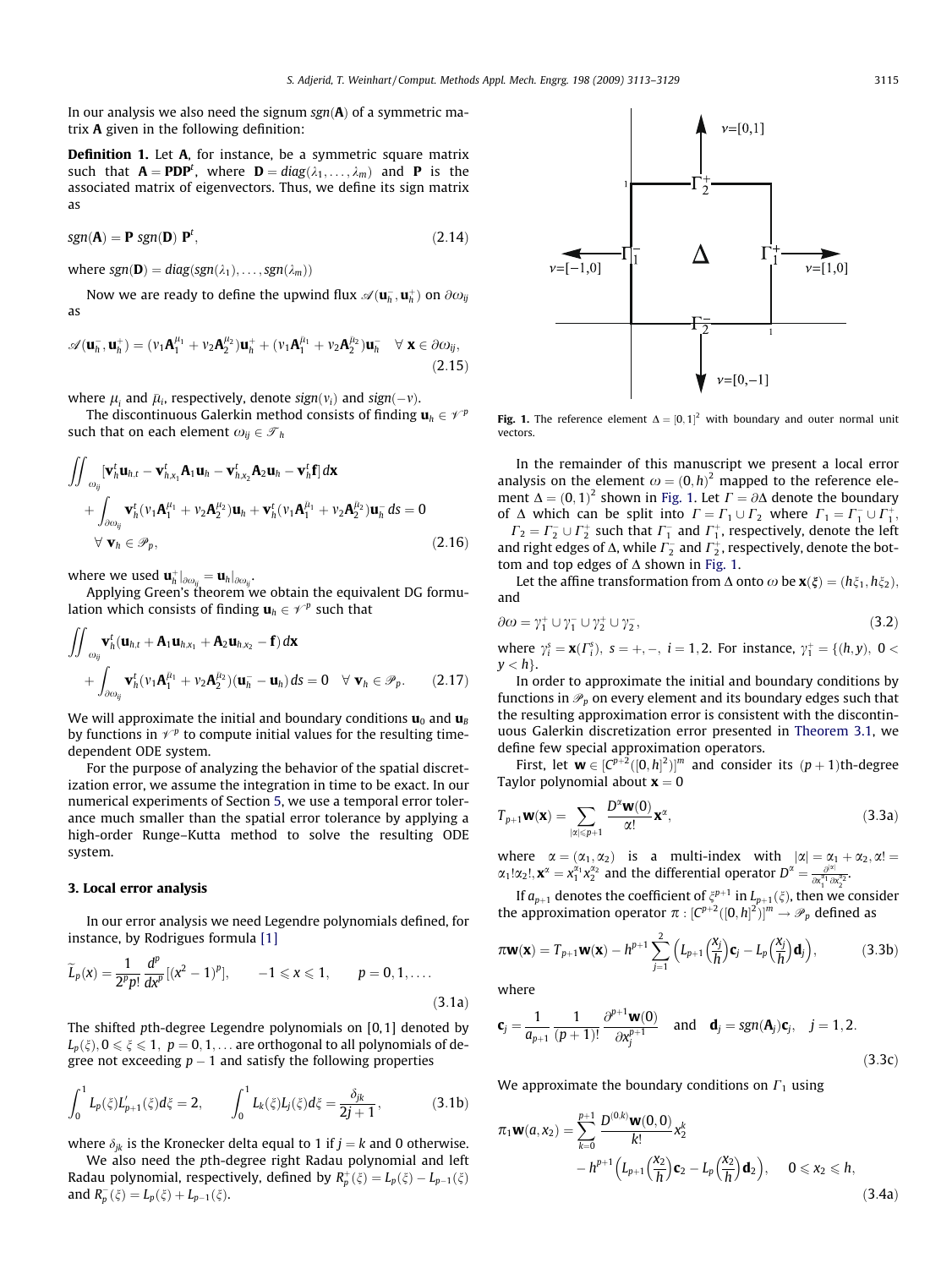In our analysis we also need the signum $sgn(\mathbf{A})$ of a symmetric matrix $\mathbf{A}$ given in the following definition:

**Definition 1.** Let $\mathbf{A}$, for instance, be a symmetric square matrix such that $\mathbf{A} = \mathbf{P}\mathbf{D}\mathbf{P}^t$, where $\mathbf{D} = diag(\lambda_1, \ldots, \lambda_m)$ and $\mathbf{P}$ is the associated matrix of eigenvectors. Thus, we define its sign matrix as

$$sgn(\mathbf{A}) = \mathbf{P}\ sgn(\mathbf{D})\ \mathbf{P}^t, \tag{2.14}$$

where $sgn(\mathbf{D}) = diag(sgn(\lambda_1), \ldots, sgn(\lambda_m))$

Now we are ready to define the upwind flux $\mathscr{A}(\mathbf{u}_h^-, \mathbf{u}_h^+)$ on $\partial\omega_{ij}$ as

$$\mathscr{A}(\mathbf{u}_h^-, \mathbf{u}_h^+) = (v_1\mathbf{A}_1^{\mu_1} + v_2\mathbf{A}_2^{\mu_2})\mathbf{u}_h^+ + (v_1\mathbf{A}_1^{\bar{\mu}_1} + v_2\mathbf{A}_2^{\bar{\mu}_2})\mathbf{u}_h^- \quad \forall\ \mathbf{x} \in \partial\omega_{ij}, \tag{2.15}$$

where $\mu_i$ and $\bar{\mu}_i$, respectively, denote $sign(v_i)$ and $sign(-v)$.

The discontinuous Galerkin method consists of finding $\mathbf{u}_h \in \mathscr{V}^p$ such that on each element $\omega_{ij} \in \mathscr{T}_h$

$$\begin{aligned}
&\iint_{\omega_{ij}} [\mathbf{v}_h^t\mathbf{u}_{h,t} - \mathbf{v}_{h,x_1}^t\mathbf{A}_1\mathbf{u}_h - \mathbf{v}_{h,x_2}^t\mathbf{A}_2\mathbf{u}_h - \mathbf{v}_h^t\mathbf{f}]\,d\mathbf{x} \\
&\quad + \int_{\partial\omega_{ij}} \mathbf{v}_h^t(v_1\mathbf{A}_1^{\mu_1} + v_2\mathbf{A}_2^{\mu_2})\mathbf{u}_h + \mathbf{v}_h^t(v_1\mathbf{A}_1^{\bar{\mu}_1} + v_2\mathbf{A}_2^{\bar{\mu}_2})\mathbf{u}_h^-\,ds = 0 \\
&\quad \forall\ \mathbf{v}_h \in \mathscr{P}_p,
\end{aligned} \tag{2.16}$$

where we used $\mathbf{u}_h^+|_{\partial\omega_{ij}} = \mathbf{u}_h|_{\partial\omega_{ij}}$.

Applying Green's theorem we obtain the equivalent DG formulation which consists of finding $\mathbf{u}_h \in \mathscr{V}^p$ such that

$$\begin{aligned}
&\iint_{\omega_{ij}} \mathbf{v}_h^t(\mathbf{u}_{h,t} + \mathbf{A}_1\mathbf{u}_{h,x_1} + \mathbf{A}_2\mathbf{u}_{h,x_2} - \mathbf{f})\,d\mathbf{x} \\
&\quad + \int_{\partial\omega_{ij}} \mathbf{v}_h^t(v_1\mathbf{A}_1^{\bar{\mu}_1} + v_2\mathbf{A}_2^{\bar{\mu}_2})(\mathbf{u}_h^- - \mathbf{u}_h)\,ds = 0 \quad \forall\ \mathbf{v}_h \in \mathscr{P}_p.
\end{aligned} \tag{2.17}$$

We will approximate the initial and boundary conditions $\mathbf{u}_0$ and $\mathbf{u}_B$ by functions in $\mathscr{V}^p$ to compute initial values for the resulting time-dependent ODE system.

For the purpose of analyzing the behavior of the spatial discretization error, we assume the integration in time to be exact. In our numerical experiments of Section 5, we use a temporal error tolerance much smaller than the spatial error tolerance by applying a high-order Runge–Kutta method to solve the resulting ODE system.

## 3. Local error analysis

In our error analysis we need Legendre polynomials defined, for instance, by Rodrigues formula [1]

$$\widetilde{L}_p(x) = \frac{1}{2^p p!}\frac{d^p}{dx^p}[(x^2-1)^p], \qquad -1 \leqslant x \leqslant 1, \qquad p = 0, 1, \ldots. \tag{3.1a}$$

The shifted $p$th-degree Legendre polynomials on $[0,1]$ denoted by $L_p(\xi), 0 \leqslant \xi \leqslant 1,\ p = 0, 1, \ldots$ are orthogonal to all polynomials of degree not exceeding $p-1$ and satisfy the following properties

$$\int_0^1 L_p(\xi)L'_{p+1}(\xi)d\xi = 2, \qquad \int_0^1 L_k(\xi)L_j(\xi)d\xi = \frac{\delta_{jk}}{2j+1}, \tag{3.1b}$$

where $\delta_{jk}$ is the Kronecker delta equal to 1 if $j = k$ and 0 otherwise.

We also need the $p$th-degree right Radau polynomial and left Radau polynomial, respectively, defined by $R_p^+(\xi) = L_p(\xi) - L_{p-1}(\xi)$ and $R_p^-(\xi) = L_p(\xi) + L_{p-1}(\xi)$.

**Fig. 1.** The reference element $\Delta = [0,1]^2$ with boundary and outer normal unit vectors.

In the remainder of this manuscript we present a local error analysis on the element $\omega = (0,h)^2$ mapped to the reference element $\Delta = (0,1)^2$ shown in Fig. 1. Let $\Gamma = \partial\Delta$ denote the boundary of $\Delta$ which can be split into $\Gamma = \Gamma_1 \cup \Gamma_2$ where $\Gamma_1 = \Gamma_1^- \cup \Gamma_1^+$, $\Gamma_2 = \Gamma_2^- \cup \Gamma_2^+$ such that $\Gamma_1^-$ and $\Gamma_1^+$, respectively, denote the left and right edges of $\Delta$, while $\Gamma_2^-$ and $\Gamma_2^+$, respectively, denote the bottom and top edges of $\Delta$ shown in Fig. 1.

Let the affine transformation from $\Delta$ onto $\omega$ be $\mathbf{x}(\xi) = (h\xi_1, h\xi_2)$, and

$$\partial\omega = \gamma_1^+ \cup \gamma_1^- \cup \gamma_2^+ \cup \gamma_2^-, \tag{3.2}$$

where $\gamma_i^s = \mathbf{x}(\Gamma_i^s),\ s = +, -,\ i = 1, 2$. For instance, $\gamma_1^+ = \{(h, y),\ 0 < y < h\}$.

In order to approximate the initial and boundary conditions by functions in $\mathscr{P}_p$ on every element and its boundary edges such that the resulting approximation error is consistent with the discontinuous Galerkin discretization error presented in Theorem 3.1, we define few special approximation operators.

First, let $\mathbf{w} \in [C^{p+2}([0,h]^2)]^m$ and consider its $(p+1)$th-degree Taylor polynomial about $\mathbf{x} = 0$

$$T_{p+1}\mathbf{w}(\mathbf{x}) = \sum_{|\alpha| \leqslant p+1} \frac{D^\alpha\mathbf{w}(0)}{\alpha!}\mathbf{x}^\alpha, \tag{3.3a}$$

where $\alpha = (\alpha_1, \alpha_2)$ is a multi-index with $|\alpha| = \alpha_1 + \alpha_2, \alpha! = \alpha_1!\alpha_2!, \mathbf{x}^\alpha = x_1^{\alpha_1}x_2^{\alpha_2}$ and the differential operator $D^\alpha = \frac{\partial^{|\alpha|}}{\partial x_1^{\alpha_1}\partial x_2^{\alpha_2}}$.

If $a_{p+1}$ denotes the coefficient of $\xi^{p+1}$ in $L_{p+1}(\xi)$, then we consider the approximation operator $\pi : [C^{p+2}([0,h]^2)]^m \to \mathscr{P}_p$ defined as

$$\pi\mathbf{w}(\mathbf{x}) = T_{p+1}\mathbf{w}(\mathbf{x}) - h^{p+1}\sum_{j=1}^{2}\left(L_{p+1}\left(\frac{x_j}{h}\right)\mathbf{c}_j - L_p\left(\frac{x_j}{h}\right)\mathbf{d}_j\right), \tag{3.3b}$$

where

$$\mathbf{c}_j = \frac{1}{a_{p+1}}\frac{1}{(p+1)!}\frac{\partial^{p+1}\mathbf{w}(0)}{\partial x_j^{p+1}} \quad \text{and} \quad \mathbf{d}_j = sgn(\mathbf{A}_j)\mathbf{c}_j, \quad j = 1, 2. \tag{3.3c}$$

We approximate the boundary conditions on $\Gamma_1$ using

$$\begin{aligned}
\pi_1\mathbf{w}(a, x_2) = &\sum_{k=0}^{p+1}\frac{D^{(0,k)}\mathbf{w}(0,0)}{k!}x_2^k \\
&- h^{p+1}\left(L_{p+1}\left(\frac{x_2}{h}\right)\mathbf{c}_2 - L_p\left(\frac{x_2}{h}\right)\mathbf{d}_2\right), \quad 0 \leqslant x_2 \leqslant h,
\end{aligned} \tag{3.4a}$$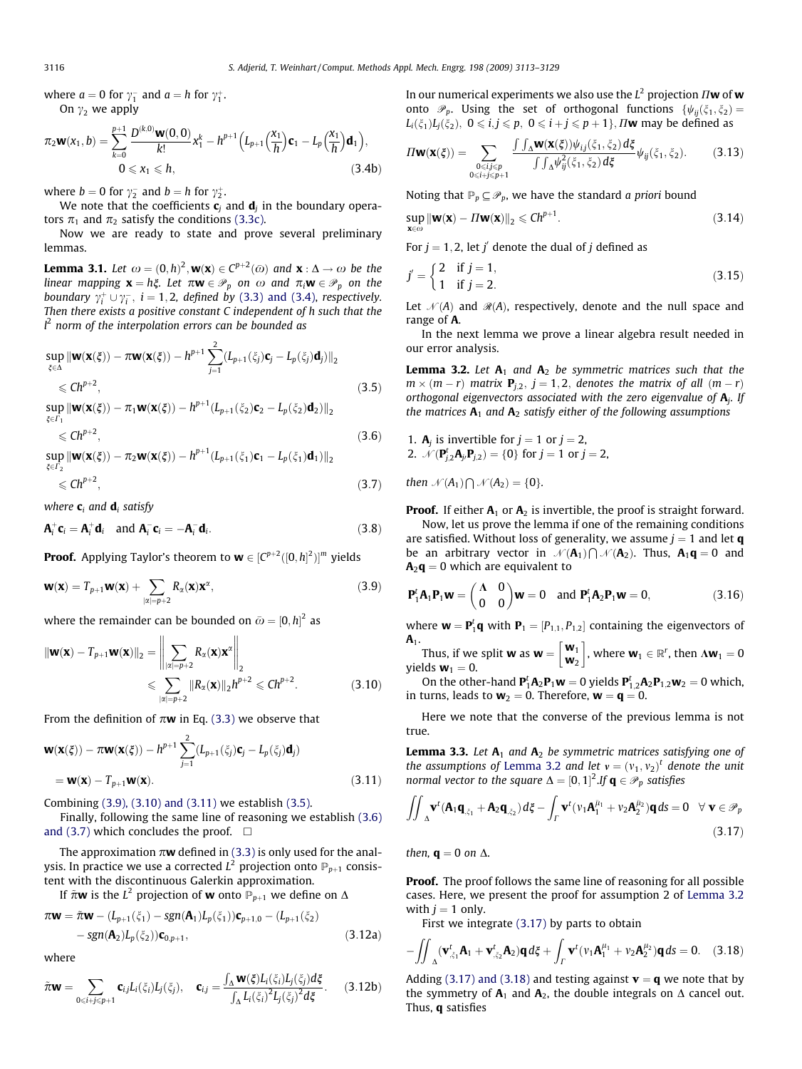where $a = 0$ for $\gamma_1^-$ and $a = h$ for $\gamma_1^+$.

On $\gamma_2$ we apply

$$\pi_2\mathbf{w}(x_1, b) = \sum_{k=0}^{p+1} \frac{D^{(k,0)}\mathbf{w}(0,0)}{k!} x_1^k - h^{p+1}\left(L_{p+1}\left(\frac{x_1}{h}\right)\mathbf{c}_1 - L_p\left(\frac{x_1}{h}\right)\mathbf{d}_1\right),$$
$$0 \leqslant x_1 \leqslant h, \tag{3.4b}$$

where $b = 0$ for $\gamma_2^-$ and $b = h$ for $\gamma_2^+$.

We note that the coefficients $\mathbf{c}_j$ and $\mathbf{d}_j$ in the boundary operators $\pi_1$ and $\pi_2$ satisfy the conditions (3.3c).

Now we are ready to state and prove several preliminary lemmas.

**Lemma 3.1.** *Let $\omega = (0, h)^2$, $\mathbf{w}(\mathbf{x}) \in C^{p+2}(\bar{\omega})$ and $\mathbf{x} : \Delta \to \omega$ be the linear mapping $\mathbf{x} = h\xi$. Let $\pi\mathbf{w} \in \mathscr{P}_p$ on $\omega$ and $\pi_i\mathbf{w} \in \mathscr{P}_p$ on the boundary $\gamma_i^+ \cup \gamma_i^-$, $i = 1, 2$, defined by (3.3) and (3.4), respectively. Then there exists a positive constant $C$ independent of $h$ such that the $l^2$ norm of the interpolation errors can be bounded as*

$$\sup_{\xi \in \Delta} \|\mathbf{w}(\mathbf{x}(\xi)) - \pi\mathbf{w}(\mathbf{x}(\xi)) - h^{p+1}\sum_{j=1}^{2}(L_{p+1}(\xi_j)\mathbf{c}_j - L_p(\xi_j)\mathbf{d}_j)\|_2 \leqslant Ch^{p+2}, \tag{3.5}$$

$$\sup_{\xi \in \Gamma_1} \|\mathbf{w}(\mathbf{x}(\xi)) - \pi_1\mathbf{w}(\mathbf{x}(\xi)) - h^{p+1}(L_{p+1}(\xi_2)\mathbf{c}_2 - L_p(\xi_2)\mathbf{d}_2)\|_2 \leqslant Ch^{p+2}, \tag{3.6}$$

$$\sup_{\xi \in \Gamma_2} \|\mathbf{w}(\mathbf{x}(\xi)) - \pi_2\mathbf{w}(\mathbf{x}(\xi)) - h^{p+1}(L_{p+1}(\xi_1)\mathbf{c}_1 - L_p(\xi_1)\mathbf{d}_1)\|_2 \leqslant Ch^{p+2}, \tag{3.7}$$

*where $\mathbf{c}_i$ and $\mathbf{d}_i$ satisfy*

$$\mathbf{A}_i^+\mathbf{c}_i = \mathbf{A}_i^+\mathbf{d}_i \quad \text{and } \mathbf{A}_i^-\mathbf{c}_i = -\mathbf{A}_i^-\mathbf{d}_i. \tag{3.8}$$

**Proof.** Applying Taylor's theorem to $\mathbf{w} \in [C^{p+2}([0, h]^2)]^m$ yields

$$\mathbf{w}(\mathbf{x}) = T_{p+1}\mathbf{w}(\mathbf{x}) + \sum_{|\alpha|=p+2} R_\alpha(\mathbf{x})\mathbf{x}^\alpha, \tag{3.9}$$

where the remainder can be bounded on $\bar{\omega} = [0, h]^2$ as

$$\|\mathbf{w}(\mathbf{x}) - T_{p+1}\mathbf{w}(\mathbf{x})\|_2 = \left\|\sum_{|\alpha|=p+2} R_\alpha(\mathbf{x})\mathbf{x}^\alpha\right\|_2 \leqslant \sum_{|\alpha|=p+2} \|R_\alpha(\mathbf{x})\|_2 h^{p+2} \leqslant Ch^{p+2}. \tag{3.10}$$

From the definition of $\pi\mathbf{w}$ in Eq. (3.3) we observe that

$$\mathbf{w}(\mathbf{x}(\xi)) - \pi\mathbf{w}(\mathbf{x}(\xi)) - h^{p+1}\sum_{j=1}^{2}(L_{p+1}(\xi_j)\mathbf{c}_j - L_p(\xi_j)\mathbf{d}_j) = \mathbf{w}(\mathbf{x}) - T_{p+1}\mathbf{w}(\mathbf{x}). \tag{3.11}$$

Combining (3.9), (3.10) and (3.11) we establish (3.5).

Finally, following the same line of reasoning we establish (3.6) and (3.7) which concludes the proof. $\square$

The approximation $\pi\mathbf{w}$ defined in (3.3) is only used for the analysis. In practice we use a corrected $L^2$ projection onto $\mathbb{P}_{p+1}$ consistent with the discontinuous Galerkin approximation.

If $\tilde{\pi}\mathbf{w}$ is the $L^2$ projection of $\mathbf{w}$ onto $\mathbb{P}_{p+1}$ we define on $\Delta$

$$\pi\mathbf{w} = \tilde{\pi}\mathbf{w} - (L_{p+1}(\xi_1) - sgn(\mathbf{A}_1)L_p(\xi_1))\mathbf{c}_{p+1,0} - (L_{p+1}(\xi_2) - sgn(\mathbf{A}_2)L_p(\xi_2))\mathbf{c}_{0,p+1}, \tag{3.12a}$$

where

$$\tilde{\pi}\mathbf{w} = \sum_{0 \leqslant i+j \leqslant p+1} \mathbf{c}_{ij}L_i(\xi_i)L_j(\xi_j), \quad \mathbf{c}_{ij} = \frac{\int_\Delta \mathbf{w}(\xi)L_i(\xi_i)L_j(\xi_j)d\xi}{\int_\Delta L_i(\xi_i)^2 L_j(\xi_j)^2 d\xi}. \tag{3.12b}$$

In our numerical experiments we also use the $L^2$ projection $\Pi\mathbf{w}$ of $\mathbf{w}$ onto $\mathscr{P}_p$. Using the set of orthogonal functions $\{\psi_{ij}(\xi_1, \xi_2) = L_i(\xi_1)L_j(\xi_2),\ 0 \leqslant i, j \leqslant p,\ 0 \leqslant i + j \leqslant p + 1\}$, $\Pi\mathbf{w}$ may be defined as

$$\Pi\mathbf{w}(\mathbf{x}(\xi)) = \sum_{\substack{0 \leqslant i,j \leqslant p \\ 0 \leqslant i+j \leqslant p+1}} \frac{\int\int_\Delta \mathbf{w}(\mathbf{x}(\xi))\psi_{i,j}(\xi_1, \xi_2)\,d\xi}{\int\int_\Delta \psi_{ij}^2(\xi_1, \xi_2)\,d\xi}\psi_{ij}(\xi_1, \xi_2). \tag{3.13}$$

Noting that $\mathbb{P}_p \subseteq \mathscr{P}_p$, we have the standard *a priori* bound

$$\sup_{\mathbf{x} \in \omega} \|\mathbf{w}(\mathbf{x}) - \Pi\mathbf{w}(\mathbf{x})\|_2 \leqslant Ch^{p+1}. \tag{3.14}$$

For $j = 1, 2$, let $j'$ denote the dual of $j$ defined as

$$j' = \begin{cases} 2 & \text{if } j = 1, \\ 1 & \text{if } j = 2. \end{cases} \tag{3.15}$$

Let $\mathscr{N}(A)$ and $\mathscr{R}(A)$, respectively, denote and the null space and range of $\mathbf{A}$.

In the next lemma we prove a linear algebra result needed in our error analysis.

**Lemma 3.2.** *Let $\mathbf{A}_1$ and $\mathbf{A}_2$ be symmetric matrices such that the $m \times (m - r)$ matrix $\mathbf{P}_{j,2}$, $j = 1, 2$, denotes the matrix of all $(m - r)$ orthogonal eigenvectors associated with the zero eigenvalue of $\mathbf{A}_j$. If the matrices $\mathbf{A}_1$ and $\mathbf{A}_2$ satisfy either of the following assumptions*

1. *$\mathbf{A}_j$ is invertible for $j = 1$ or $j = 2$,*
2. *$\mathscr{N}(\mathbf{P}_{j,2}^t\mathbf{A}_{j'}\mathbf{P}_{j,2}) = \{0\}$ for $j = 1$ or $j = 2$,*

*then $\mathscr{N}(A_1) \bigcap \mathscr{N}(A_2) = \{0\}$.*

**Proof.** If either $\mathbf{A}_1$ or $\mathbf{A}_2$ is invertible, the proof is straight forward.

Now, let us prove the lemma if one of the remaining conditions are satisfied. Without loss of generality, we assume $j = 1$ and let $\mathbf{q}$ be an arbitrary vector in $\mathscr{N}(\mathbf{A}_1) \bigcap \mathscr{N}(\mathbf{A}_2)$. Thus, $\mathbf{A}_1\mathbf{q} = 0$ and $\mathbf{A}_2\mathbf{q} = 0$ which are equivalent to

$$\mathbf{P}_1^t\mathbf{A}_1\mathbf{P}_1\mathbf{w} = \begin{pmatrix} \Lambda & 0 \\ 0 & 0 \end{pmatrix}\mathbf{w} = 0 \quad \text{and } \mathbf{P}_1^t\mathbf{A}_2\mathbf{P}_1\mathbf{w} = 0, \tag{3.16}$$

where $\mathbf{w} = \mathbf{P}_1^t\mathbf{q}$ with $\mathbf{P}_1 = [P_{1,1}, P_{1,2}]$ containing the eigenvectors of $\mathbf{A}_1$.

Thus, if we split $\mathbf{w}$ as $\mathbf{w} = \begin{bmatrix} \mathbf{w}_1 \\ \mathbf{w}_2 \end{bmatrix}$, where $\mathbf{w}_1 \in \mathbb{R}^r$, then $\Lambda\mathbf{w}_1 = 0$ yields $\mathbf{w}_1 = 0$.

On the other-hand $\mathbf{P}_1^t\mathbf{A}_2\mathbf{P}_1\mathbf{w} = 0$ yields $\mathbf{P}_{1,2}^t\mathbf{A}_2\mathbf{P}_{1,2}\mathbf{w}_2 = 0$ which, in turns, leads to $\mathbf{w}_2 = 0$. Therefore, $\mathbf{w} = \mathbf{q} = 0$.

Here we note that the converse of the previous lemma is not true.

**Lemma 3.3.** *Let $\mathbf{A}_1$ and $\mathbf{A}_2$ be symmetric matrices satisfying one of the assumptions of Lemma 3.2 and let $\nu = (\nu_1, \nu_2)^t$ denote the unit normal vector to the square $\Delta = [0, 1]^2$. If $\mathbf{q} \in \mathscr{P}_p$ satisfies*

$$\iint_\Delta \mathbf{v}^t(\mathbf{A}_1\mathbf{q}_{,\xi_1} + \mathbf{A}_2\mathbf{q}_{,\xi_2})\,d\xi - \int_\Gamma \mathbf{v}^t(\nu_1\mathbf{A}_1^{\mu_1} + \nu_2\mathbf{A}_2^{\mu_2})\mathbf{q}\,ds = 0 \quad \forall\, \mathbf{v} \in \mathscr{P}_p \tag{3.17}$$

*then, $\mathbf{q} = 0$ on $\Delta$.*

**Proof.** The proof follows the same line of reasoning for all possible cases. Here, we present the proof for assumption 2 of Lemma 3.2 with $j = 1$ only.

First we integrate (3.17) by parts to obtain

$$-\iint_\Delta (\mathbf{v}_{,\xi_1}^t\mathbf{A}_1 + \mathbf{v}_{,\xi_2}^t\mathbf{A}_2)\mathbf{q}\,d\xi + \int_\Gamma \mathbf{v}^t(\nu_1\mathbf{A}_1^{\mu_1} + \nu_2\mathbf{A}_2^{\mu_2})\mathbf{q}\,ds = 0. \tag{3.18}$$

Adding (3.17) and (3.18) and testing against $\mathbf{v} = \mathbf{q}$ we note that by the symmetry of $\mathbf{A}_1$ and $\mathbf{A}_2$, the double integrals on $\Delta$ cancel out. Thus, $\mathbf{q}$ satisfies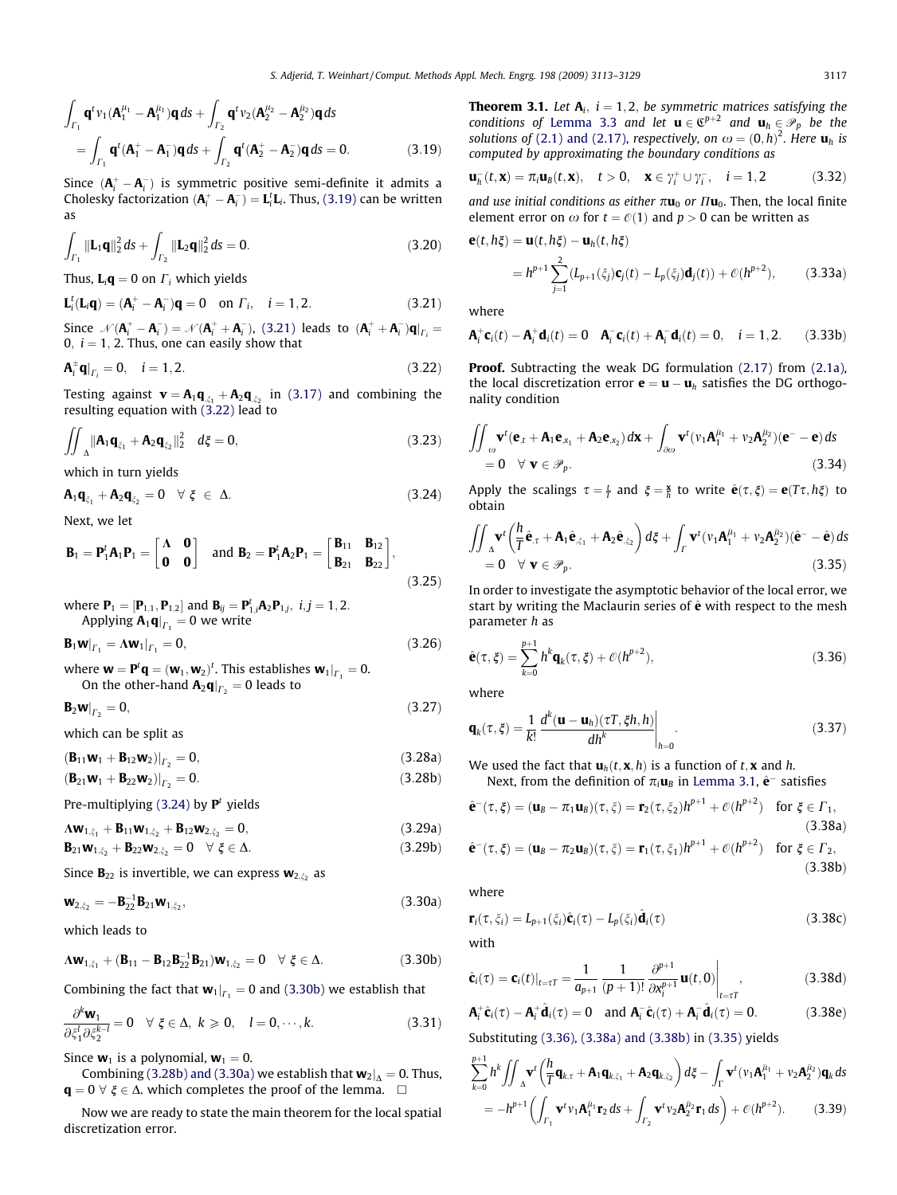$$\int_{\Gamma_1} \mathbf{q}^t v_1 (\mathbf{A}_1^{\mu_1} - \mathbf{A}_1^{\mu_1}) \mathbf{q}\, ds + \int_{\Gamma_2} \mathbf{q}^t v_2 (\mathbf{A}_2^{\mu_2} - \mathbf{A}_2^{\mu_2}) \mathbf{q}\, ds$$
$$= \int_{\Gamma_1} \mathbf{q}^t (\mathbf{A}_1^+ - \mathbf{A}_1^-) \mathbf{q}\, ds + \int_{\Gamma_2} \mathbf{q}^t (\mathbf{A}_2^+ - \mathbf{A}_2^-) \mathbf{q}\, ds = 0. \tag{3.19}$$

Since $(\mathbf{A}_i^+ - \mathbf{A}_i^-)$ is symmetric positive semi-definite it admits a Cholesky factorization $(\mathbf{A}_i^+ - \mathbf{A}_i^-) = \mathbf{L}_i^t \mathbf{L}_i$. Thus, (3.19) can be written as

$$\int_{\Gamma_1} \|\mathbf{L}_1 \mathbf{q}\|_2^2\, ds + \int_{\Gamma_2} \|\mathbf{L}_2 \mathbf{q}\|_2^2\, ds = 0. \tag{3.20}$$

Thus, $\mathbf{L}_i \mathbf{q} = 0$ on $\Gamma_i$ which yields

$$\mathbf{L}_i^t(\mathbf{L}_i \mathbf{q}) = (\mathbf{A}_i^+ - \mathbf{A}_i^-)\mathbf{q} = 0 \quad \text{on } \Gamma_i, \quad i = 1, 2. \tag{3.21}$$

Since $\mathscr{N}(\mathbf{A}_i^+ - \mathbf{A}_i^-) = \mathscr{N}(\mathbf{A}_i^+ + \mathbf{A}_i^-)$, (3.21) leads to $(\mathbf{A}_i^+ + \mathbf{A}_i^-)\mathbf{q}|_{\Gamma_i} = 0,\ i = 1, 2$. Thus, one can easily show that

$$\mathbf{A}_i^{\pm} \mathbf{q}|_{\Gamma_i} = 0, \quad i = 1, 2. \tag{3.22}$$

Testing against $\mathbf{v} = \mathbf{A}_1 \mathbf{q}_{,\xi_1} + \mathbf{A}_2 \mathbf{q}_{,\xi_2}$ in (3.17) and combining the resulting equation with (3.22) lead to

$$\iint_{\Delta} \|\mathbf{A}_1 \mathbf{q}_{\xi_1} + \mathbf{A}_2 \mathbf{q}_{\xi_2}\|_2^2 \quad d\xi = 0, \tag{3.23}$$

which in turn yields

$$\mathbf{A}_1 \mathbf{q}_{\xi_1} + \mathbf{A}_2 \mathbf{q}_{\xi_2} = 0 \quad \forall\ \xi\ \in\ \Delta. \tag{3.24}$$

Next, we let

$$\mathbf{B}_1 = \mathbf{P}_1^t \mathbf{A}_1 \mathbf{P}_1 = \begin{bmatrix} \mathbf{\Lambda} & \mathbf{0} \\ \mathbf{0} & \mathbf{0} \end{bmatrix} \quad \text{and } \mathbf{B}_2 = \mathbf{P}_1^t \mathbf{A}_2 \mathbf{P}_1 = \begin{bmatrix} \mathbf{B}_{11} & \mathbf{B}_{12} \\ \mathbf{B}_{21} & \mathbf{B}_{22} \end{bmatrix}, \tag{3.25}$$

where $\mathbf{P}_1 = [\mathbf{P}_{1,1}, \mathbf{P}_{1,2}]$ and $\mathbf{B}_{ij} = \mathbf{P}_{1,i}^t \mathbf{A}_2 \mathbf{P}_{1,j},\ i,j = 1, 2$.

Applying $\mathbf{A}_1 \mathbf{q}|_{\Gamma_1} = 0$ we write

$$\mathbf{B}_1 \mathbf{w}|_{\Gamma_1} = \mathbf{\Lambda} \mathbf{w}_1|_{\Gamma_1} = 0, \tag{3.26}$$

where $\mathbf{w} = \mathbf{P}^t \mathbf{q} = (\mathbf{w}_1, \mathbf{w}_2)^t$. This establishes $\mathbf{w}_1|_{\Gamma_1} = 0$.

On the other-hand $\mathbf{A}_2 \mathbf{q}|_{\Gamma_2} = 0$ leads to

$$\mathbf{B}_2 \mathbf{w}|_{\Gamma_2} = 0, \tag{3.27}$$

which can be split as

$$(\mathbf{B}_{11}\mathbf{w}_1 + \mathbf{B}_{12}\mathbf{w}_2)|_{\Gamma_2} = 0, \tag{3.28a}$$
$$(\mathbf{B}_{21}\mathbf{w}_1 + \mathbf{B}_{22}\mathbf{w}_2)|_{\Gamma_2} = 0. \tag{3.28b}$$

Pre-multiplying (3.24) by $\mathbf{P}^t$ yields

$$\mathbf{\Lambda} \mathbf{w}_{1,\xi_1} + \mathbf{B}_{11}\mathbf{w}_{1,\xi_2} + \mathbf{B}_{12}\mathbf{w}_{2,\xi_2} = 0, \tag{3.29a}$$
$$\mathbf{B}_{21}\mathbf{w}_{1,\xi_2} + \mathbf{B}_{22}\mathbf{w}_{2,\xi_2} = 0 \quad \forall\ \xi \in \Delta. \tag{3.29b}$$

Since $\mathbf{B}_{22}$ is invertible, we can express $\mathbf{w}_{2,\xi_2}$ as

$$\mathbf{w}_{2,\xi_2} = -\mathbf{B}_{22}^{-1}\mathbf{B}_{21}\mathbf{w}_{1,\xi_2}, \tag{3.30a}$$

which leads to

$$\mathbf{\Lambda} \mathbf{w}_{1,\xi_1} + (\mathbf{B}_{11} - \mathbf{B}_{12}\mathbf{B}_{22}^{-1}\mathbf{B}_{21})\mathbf{w}_{1,\xi_2} = 0 \quad \forall\ \xi \in \Delta. \tag{3.30b}$$

Combining the fact that $\mathbf{w}_1|_{\Gamma_1} = 0$ and (3.30b) we establish that

$$\frac{\partial^k \mathbf{w}_1}{\partial \xi_1^l \partial \xi_2^{k-l}} = 0 \quad \forall\ \xi \in \Delta,\ k \geqslant 0, \quad l = 0, \cdots, k. \tag{3.31}$$

Since $\mathbf{w}_1$ is a polynomial, $\mathbf{w}_1 = 0$.

Combining (3.28b) and (3.30a) we establish that $\mathbf{w}_2|_{\Delta} = 0$. Thus, $\mathbf{q} = 0\ \forall\ \xi \in \Delta$. which completes the proof of the lemma. $\square$

Now we are ready to state the main theorem for the local spatial discretization error.

**Theorem 3.1.** *Let $\mathbf{A}_i,\ i = 1, 2$, be symmetric matrices satisfying the conditions of Lemma 3.3 and let $\mathbf{u} \in \mathfrak{C}^{p+2}$ and $\mathbf{u}_h \in \mathscr{P}_p$ be the solutions of (2.1) and (2.17), respectively, on $\omega = (0, h)^2$. Here $\mathbf{u}_h$ is computed by approximating the boundary conditions as*

$$\mathbf{u}_h^-(t, \mathbf{x}) = \pi_i \mathbf{u}_B(t, \mathbf{x}), \quad t > 0, \quad \mathbf{x} \in \gamma_i^+ \cup \gamma_i^-, \quad i = 1, 2 \tag{3.32}$$

*and use initial conditions as either $\pi \mathbf{u}_0$ or $\Pi \mathbf{u}_0$. Then, the local finite element error on $\omega$ for $t = \mathscr{O}(1)$ and $p > 0$ can be written as*

$$\mathbf{e}(t, h\xi) = \mathbf{u}(t, h\xi) - \mathbf{u}_h(t, h\xi)$$
$$= h^{p+1} \sum_{j=1}^{2} (L_{p+1}(\xi_j)\mathbf{c}_j(t) - L_p(\xi_j)\mathbf{d}_j(t)) + \mathscr{O}(h^{p+2}), \tag{3.33a}$$

*where*

$$\mathbf{A}_i^+ \mathbf{c}_i(t) - \mathbf{A}_i^+ \mathbf{d}_i(t) = 0 \quad \mathbf{A}_i^- \mathbf{c}_i(t) + \mathbf{A}_i^- \mathbf{d}_i(t) = 0, \quad i = 1, 2. \tag{3.33b}$$

**Proof.** Subtracting the weak DG formulation (2.17) from (2.1a), the local discretization error $\mathbf{e} = \mathbf{u} - \mathbf{u}_h$ satisfies the DG orthogonality condition

$$\iint_{\omega} \mathbf{v}^t (\mathbf{e}_{,t} + \mathbf{A}_1 \mathbf{e}_{,x_1} + \mathbf{A}_2 \mathbf{e}_{,x_2})\, d\mathbf{x} + \int_{\partial\omega} \mathbf{v}^t (v_1 \mathbf{A}_1^{\mu_1} + v_2 \mathbf{A}_2^{\mu_2})(\mathbf{e}^- - \mathbf{e})\, ds$$
$$= 0 \quad \forall\ \mathbf{v} \in \mathscr{P}_p. \tag{3.34}$$

Apply the scalings $\tau = \frac{t}{T}$ and $\xi = \frac{\mathbf{x}}{h}$ to write $\hat{\mathbf{e}}(\tau, \xi) = \mathbf{e}(T\tau, h\xi)$ to obtain

$$\iint_{\Delta} \mathbf{v}^t \left( \frac{h}{T} \hat{\mathbf{e}}_{,\tau} + \mathbf{A}_1 \hat{\mathbf{e}}_{,\xi_1} + \mathbf{A}_2 \hat{\mathbf{e}}_{,\xi_2} \right) d\xi + \int_{\Gamma} \mathbf{v}^t (v_1 \mathbf{A}_1^{\mu_1} + v_2 \mathbf{A}_2^{\mu_2})(\hat{\mathbf{e}}^- - \hat{\mathbf{e}})\, ds$$
$$= 0 \quad \forall\ \mathbf{v} \in \mathscr{P}_p. \tag{3.35}$$

In order to investigate the asymptotic behavior of the local error, we start by writing the Maclaurin series of $\hat{\mathbf{e}}$ with respect to the mesh parameter $h$ as

$$\hat{\mathbf{e}}(\tau, \xi) = \sum_{k=0}^{p+1} h^k \mathbf{q}_k(\tau, \xi) + \mathscr{O}(h^{p+2}), \tag{3.36}$$

where

$$\mathbf{q}_k(\tau, \xi) = \frac{1}{k!} \left. \frac{d^k (\mathbf{u} - \mathbf{u}_h)(\tau T, \xi h, h)}{dh^k} \right|_{h=0}. \tag{3.37}$$

We used the fact that $\mathbf{u}_h(t, \mathbf{x}, h)$ is a function of $t, \mathbf{x}$ and $h$.

Next, from the definition of $\pi_i \mathbf{u}_B$ in Lemma 3.1, $\hat{\mathbf{e}}^-$ satisfies

$$\hat{\mathbf{e}}^-(\tau, \xi) = (\mathbf{u}_B - \pi_1 \mathbf{u}_B)(\tau, \xi) = \mathbf{r}_2(\tau, \xi_2) h^{p+1} + \mathscr{O}(h^{p+2}) \quad \text{for } \xi \in \Gamma_1, \tag{3.38a}$$

$$\hat{\mathbf{e}}^-(\tau, \xi) = (\mathbf{u}_B - \pi_2 \mathbf{u}_B)(\tau, \xi) = \mathbf{r}_1(\tau, \xi_1) h^{p+1} + \mathscr{O}(h^{p+2}) \quad \text{for } \xi \in \Gamma_2, \tag{3.38b}$$

where

$$\mathbf{r}_i(\tau, \xi_i) = L_{p+1}(\xi_i)\hat{\mathbf{c}}_i(\tau) - L_p(\xi_i)\hat{\mathbf{d}}_i(\tau) \tag{3.38c}$$

with

$$\hat{\mathbf{c}}_i(\tau) = \mathbf{c}_i(t)|_{t=\tau T} = \frac{1}{a_{p+1}} \frac{1}{(p+1)!} \left. \frac{\partial^{p+1}}{\partial x_i^{p+1}} \mathbf{u}(t, 0) \right|_{t=\tau T}, \tag{3.38d}$$

$$\mathbf{A}_i^+ \hat{\mathbf{c}}_i(\tau) - \mathbf{A}_i^+ \hat{\mathbf{d}}_i(\tau) = 0 \quad \text{and } \mathbf{A}_i^- \hat{\mathbf{c}}_i(\tau) + \mathbf{A}_i^- \hat{\mathbf{d}}_i(\tau) = 0. \tag{3.38e}$$

Substituting (3.36), (3.38a) and (3.38b) in (3.35) yields

$$\sum_{k=0}^{p+1} h^k \iint_{\Delta} \mathbf{v}^t \left( \frac{h}{T} \mathbf{q}_{k,\tau} + \mathbf{A}_1 \mathbf{q}_{k,\xi_1} + \mathbf{A}_2 \mathbf{q}_{k,\xi_2} \right) d\xi - \int_{\Gamma} \mathbf{v}^t (v_1 \mathbf{A}_1^{\mu_1} + v_2 \mathbf{A}_2^{\mu_2}) \mathbf{q}_k\, ds$$
$$= -h^{p+1} \left( \int_{\Gamma_1} \mathbf{v}^t v_1 \mathbf{A}_1^{\mu_1} \mathbf{r}_2\, ds + \int_{\Gamma_2} \mathbf{v}^t v_2 \mathbf{A}_2^{\mu_2} \mathbf{r}_1\, ds \right) + \mathscr{O}(h^{p+2}). \tag{3.39}$$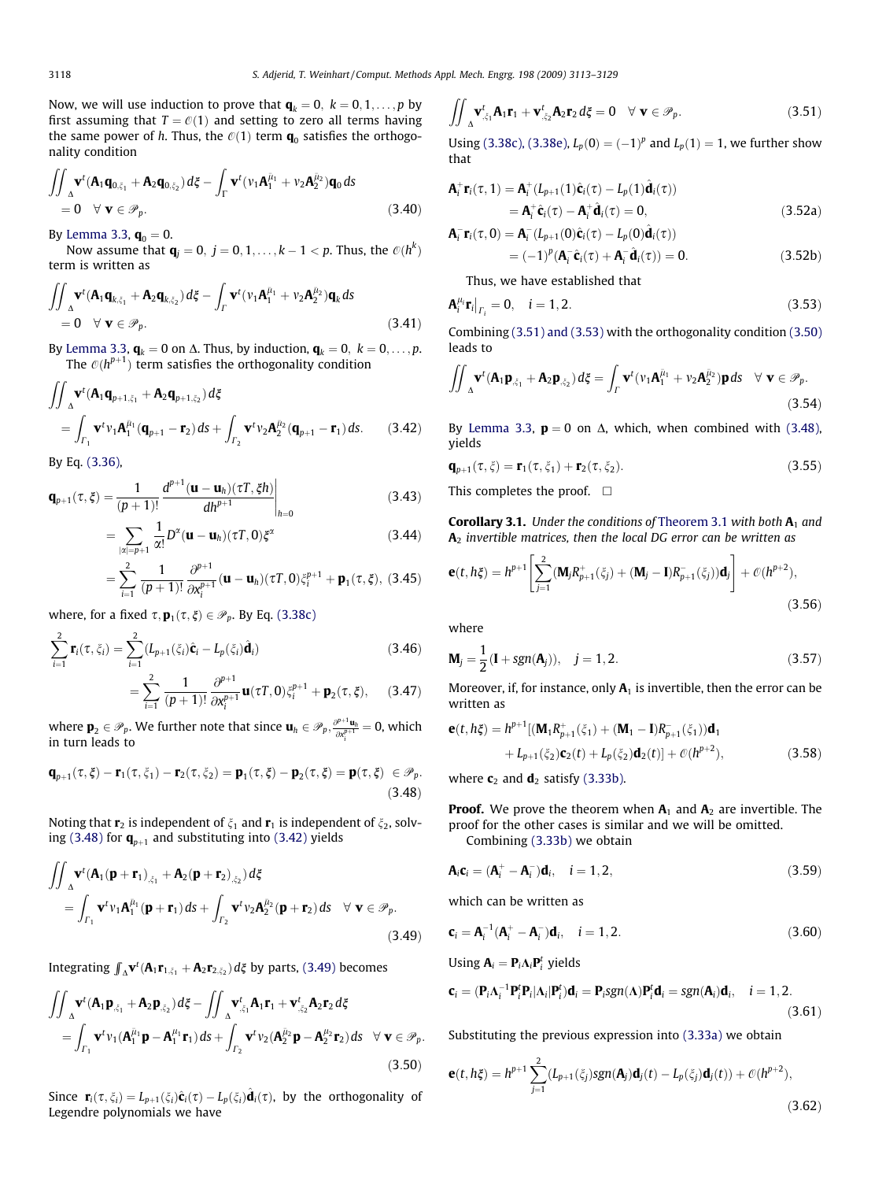Now, we will use induction to prove that $\mathbf{q}_k = 0,\ k = 0, 1, \ldots, p$ by first assuming that $T = \mathcal{O}(1)$ and setting to zero all terms having the same power of $h$. Thus, the $\mathcal{O}(1)$ term $\mathbf{q}_0$ satisfies the orthogonality condition

$$\iint_\Delta \mathbf{v}^t(\mathbf{A}_1\mathbf{q}_{0,\xi_1} + \mathbf{A}_2\mathbf{q}_{0,\xi_2})\,d\xi - \int_\Gamma \mathbf{v}^t(v_1\mathbf{A}_1^{\bar{\mu}_1} + v_2\mathbf{A}_2^{\bar{\mu}_2})\mathbf{q}_0\,ds = 0 \quad \forall\, \mathbf{v} \in \mathcal{P}_p. \tag{3.40}$$

By Lemma 3.3, $\mathbf{q}_0 = 0$.

Now assume that $\mathbf{q}_j = 0,\ j = 0, 1, \ldots, k-1 < p$. Thus, the $\mathcal{O}(h^k)$ term is written as

$$\iint_\Delta \mathbf{v}^t(\mathbf{A}_1\mathbf{q}_{k,\xi_1} + \mathbf{A}_2\mathbf{q}_{k,\xi_2})\,d\xi - \int_\Gamma \mathbf{v}^t(v_1\mathbf{A}_1^{\bar{\mu}_1} + v_2\mathbf{A}_2^{\bar{\mu}_2})\mathbf{q}_k\,ds = 0 \quad \forall\, \mathbf{v} \in \mathcal{P}_p. \tag{3.41}$$

By Lemma 3.3, $\mathbf{q}_k = 0$ on $\Delta$. Thus, by induction, $\mathbf{q}_k = 0,\ k = 0, \ldots, p$.

The $\mathcal{O}(h^{p+1})$ term satisfies the orthogonality condition

$$\iint_\Delta \mathbf{v}^t(\mathbf{A}_1\mathbf{q}_{p+1,\xi_1} + \mathbf{A}_2\mathbf{q}_{p+1,\xi_2})\,d\xi = \int_{\Gamma_1} \mathbf{v}^t v_1\mathbf{A}_1^{\bar{\mu}_1}(\mathbf{q}_{p+1} - \mathbf{r}_2)\,ds + \int_{\Gamma_2} \mathbf{v}^t v_2\mathbf{A}_2^{\bar{\mu}_2}(\mathbf{q}_{p+1} - \mathbf{r}_1)\,ds. \tag{3.42}$$

By Eq. (3.36),

$$\mathbf{q}_{p+1}(\tau,\xi) = \frac{1}{(p+1)!}\frac{d^{p+1}(\mathbf{u}-\mathbf{u}_h)(\tau T, \xi h)}{dh^{p+1}}\bigg|_{h=0} \tag{3.43}$$

$$= \sum_{|\alpha|=p+1}\frac{1}{\alpha!}D^\alpha(\mathbf{u}-\mathbf{u}_h)(\tau T, 0)\xi^\alpha \tag{3.44}$$

$$= \sum_{i=1}^{2}\frac{1}{(p+1)!}\frac{\partial^{p+1}}{\partial x_i^{p+1}}(\mathbf{u}-\mathbf{u}_h)(\tau T, 0)\xi_i^{p+1} + \mathbf{p}_1(\tau,\xi), \tag{3.45}$$

where, for a fixed $\tau, \mathbf{p}_1(\tau,\xi) \in \mathcal{P}_p$. By Eq. (3.38c)

$$\sum_{i=1}^{2}\mathbf{r}_i(\tau,\xi_i) = \sum_{i=1}^{2}(L_{p+1}(\xi_i)\hat{\mathbf{c}}_i - L_p(\xi_i)\hat{\mathbf{d}}_i) \tag{3.46}$$

$$= \sum_{i=1}^{2}\frac{1}{(p+1)!}\frac{\partial^{p+1}}{\partial x_i^{p+1}}\mathbf{u}(\tau T, 0)\xi_i^{p+1} + \mathbf{p}_2(\tau,\xi), \tag{3.47}$$

where $\mathbf{p}_2 \in \mathcal{P}_p$. We further note that since $\mathbf{u}_h \in \mathcal{P}_p, \frac{\partial^{p+1}\mathbf{u}_h}{\partial x_i^{p+1}} = 0$, which in turn leads to

$$\mathbf{q}_{p+1}(\tau,\xi) - \mathbf{r}_1(\tau,\xi_1) - \mathbf{r}_2(\tau,\xi_2) = \mathbf{p}_1(\tau,\xi) - \mathbf{p}_2(\tau,\xi) = \mathbf{p}(\tau,\xi) \ \in \mathcal{P}_p. \tag{3.48}$$

Noting that $\mathbf{r}_2$ is independent of $\xi_1$ and $\mathbf{r}_1$ is independent of $\xi_2$, solving (3.48) for $\mathbf{q}_{p+1}$ and substituting into (3.42) yields

$$\iint_\Delta \mathbf{v}^t(\mathbf{A}_1(\mathbf{p}+\mathbf{r}_1)_{,\xi_1} + \mathbf{A}_2(\mathbf{p}+\mathbf{r}_2)_{,\xi_2})\,d\xi = \int_{\Gamma_1}\mathbf{v}^t v_1\mathbf{A}_1^{\bar{\mu}_1}(\mathbf{p}+\mathbf{r}_1)\,ds + \int_{\Gamma_2}\mathbf{v}^t v_2\mathbf{A}_2^{\bar{\mu}_2}(\mathbf{p}+\mathbf{r}_2)\,ds \quad \forall\, \mathbf{v} \in \mathcal{P}_p. \tag{3.49}$$

Integrating $\iint_\Delta \mathbf{v}^t(\mathbf{A}_1\mathbf{r}_{1,\xi_1} + \mathbf{A}_2\mathbf{r}_{2,\xi_2})\,d\xi$ by parts, (3.49) becomes

$$\iint_\Delta \mathbf{v}^t(\mathbf{A}_1\mathbf{p}_{,\xi_1} + \mathbf{A}_2\mathbf{p}_{,\xi_2})\,d\xi - \iint_\Delta \mathbf{v}^t_{,\xi_1}\mathbf{A}_1\mathbf{r}_1 + \mathbf{v}^t_{,\xi_2}\mathbf{A}_2\mathbf{r}_2\,d\xi = \int_{\Gamma_1}\mathbf{v}^t v_1(\mathbf{A}_1^{\bar{\mu}_1}\mathbf{p} - \mathbf{A}_1^{\mu_1}\mathbf{r}_1)\,ds + \int_{\Gamma_2}\mathbf{v}^t v_2(\mathbf{A}_2^{\bar{\mu}_2}\mathbf{p} - \mathbf{A}_2^{\mu_2}\mathbf{r}_2)\,ds \quad \forall\, \mathbf{v} \in \mathcal{P}_p. \tag{3.50}$$

Since $\mathbf{r}_i(\tau,\xi_i) = L_{p+1}(\xi_i)\hat{\mathbf{c}}_i(\tau) - L_p(\xi_i)\hat{\mathbf{d}}_i(\tau)$, by the orthogonality of Legendre polynomials we have

$$\iint_\Delta \mathbf{v}^t_{,\xi_1}\mathbf{A}_1\mathbf{r}_1 + \mathbf{v}^t_{,\xi_2}\mathbf{A}_2\mathbf{r}_2\,d\xi = 0 \quad \forall\, \mathbf{v} \in \mathcal{P}_p. \tag{3.51}$$

Using (3.38c), (3.38e), $L_p(0) = (-1)^p$ and $L_p(1) = 1$, we further show that

$$\mathbf{A}_i^+\mathbf{r}_i(\tau,1) = \mathbf{A}_i^+(L_{p+1}(1)\hat{\mathbf{c}}_i(\tau) - L_p(1)\hat{\mathbf{d}}_i(\tau)) = \mathbf{A}_i^+\hat{\mathbf{c}}_i(\tau) - \mathbf{A}_i^+\hat{\mathbf{d}}_i(\tau) = 0, \tag{3.52a}$$

$$\mathbf{A}_i^-\mathbf{r}_i(\tau,0) = \mathbf{A}_i^-(L_{p+1}(0)\hat{\mathbf{c}}_i(\tau) - L_p(0)\hat{\mathbf{d}}_i(\tau)) = (-1)^p(\mathbf{A}_i^-\hat{\mathbf{c}}_i(\tau) + \mathbf{A}_i^-\hat{\mathbf{d}}_i(\tau)) = 0. \tag{3.52b}$$

Thus, we have established that

$$\mathbf{A}_i^{\mu_i}\mathbf{r}_i\big|_{\Gamma_i} = 0, \quad i = 1, 2. \tag{3.53}$$

Combining (3.51) and (3.53) with the orthogonality condition (3.50) leads to

$$\iint_\Delta \mathbf{v}^t(\mathbf{A}_1\mathbf{p}_{,\xi_1} + \mathbf{A}_2\mathbf{p}_{,\xi_2})\,d\xi = \int_\Gamma \mathbf{v}^t(v_1\mathbf{A}_1^{\bar{\mu}_1} + v_2\mathbf{A}_2^{\bar{\mu}_2})\mathbf{p}\,ds \quad \forall\, \mathbf{v} \in \mathcal{P}_p. \tag{3.54}$$

By Lemma 3.3, $\mathbf{p} = 0$ on $\Delta$, which, when combined with (3.48), yields

$$\mathbf{q}_{p+1}(\tau,\xi) = \mathbf{r}_1(\tau,\xi_1) + \mathbf{r}_2(\tau,\xi_2). \tag{3.55}$$

This completes the proof. $\square$

**Corollary 3.1.** *Under the conditions of Theorem 3.1 with both $\mathbf{A}_1$ and $\mathbf{A}_2$ invertible matrices, then the local DG error can be written as*

$$\mathbf{e}(t, h\xi) = h^{p+1}\left[\sum_{j=1}^{2}(\mathbf{M}_j R_{p+1}^+(\xi_j) + (\mathbf{M}_j - \mathbf{I})R_{p+1}^-(\xi_j))\mathbf{d}_j\right] + \mathcal{O}(h^{p+2}), \tag{3.56}$$

where

$$\mathbf{M}_j = \frac{1}{2}(\mathbf{I} + sgn(\mathbf{A}_j)), \quad j = 1, 2. \tag{3.57}$$

Moreover, if, for instance, only $\mathbf{A}_1$ is invertible, then the error can be written as

$$\mathbf{e}(t, h\xi) = h^{p+1}[(\mathbf{M}_1 R_{p+1}^+(\xi_1) + (\mathbf{M}_1 - \mathbf{I})R_{p+1}^-(\xi_1))\mathbf{d}_1 + L_{p+1}(\xi_2)\mathbf{c}_2(t) + L_p(\xi_2)\mathbf{d}_2(t)] + \mathcal{O}(h^{p+2}), \tag{3.58}$$

where $\mathbf{c}_2$ and $\mathbf{d}_2$ satisfy (3.33b).

**Proof.** We prove the theorem when $\mathbf{A}_1$ and $\mathbf{A}_2$ are invertible. The proof for the other cases is similar and we will be omitted.

Combining (3.33b) we obtain

$$\mathbf{A}_i\mathbf{c}_i = (\mathbf{A}_i^+ - \mathbf{A}_i^-)\mathbf{d}_i, \quad i = 1, 2, \tag{3.59}$$

which can be written as

$$\mathbf{c}_i = \mathbf{A}_i^{-1}(\mathbf{A}_i^+ - \mathbf{A}_i^-)\mathbf{d}_i, \quad i = 1, 2. \tag{3.60}$$

Using $\mathbf{A}_i = \mathbf{P}_i\Lambda_i\mathbf{P}_i^t$ yields

$$\mathbf{c}_i = (\mathbf{P}_i\Lambda_i^{-1}\mathbf{P}_i^t\mathbf{P}_i|\Lambda_i|\mathbf{P}_i^t)\mathbf{d}_i = \mathbf{P}_i sgn(\Lambda)\mathbf{P}_i^t\mathbf{d}_i = sgn(\mathbf{A}_i)\mathbf{d}_i, \quad i = 1, 2. \tag{3.61}$$

Substituting the previous expression into (3.33a) we obtain

$$\mathbf{e}(t, h\xi) = h^{p+1}\sum_{j=1}^{2}(L_{p+1}(\xi_j)sgn(\mathbf{A}_j)\mathbf{d}_j(t) - L_p(\xi_j)\mathbf{d}_j(t)) + \mathcal{O}(h^{p+2}), \tag{3.62}$$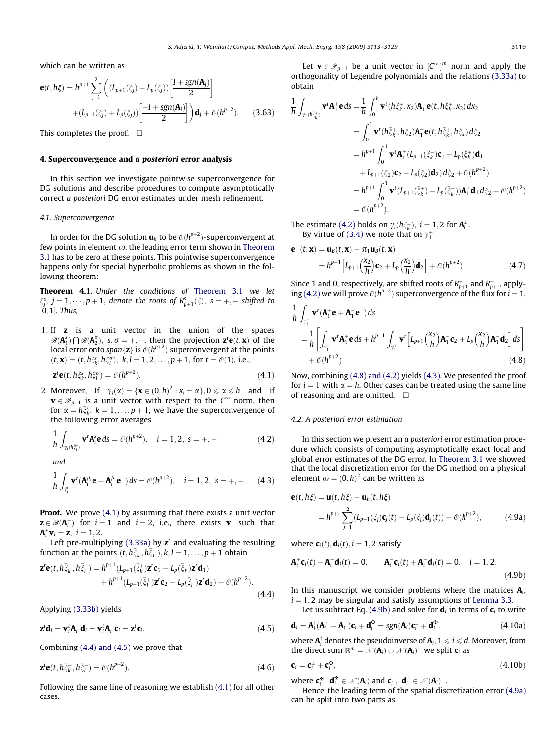which can be written as

$$\mathbf{e}(t,h\xi) = h^{p+1}\sum_{j=1}^{2}\left((L_{p+1}(\xi_j)-L_p(\xi_j))\left[\frac{I+sgn(\mathbf{A}_j)}{2}\right] + (L_{p+1}(\xi_j)+L_p(\xi_j))\left[\frac{-I+sgn(\mathbf{A}_j)}{2}\right]\right)\mathbf{d}_j + \mathcal{O}(h^{p+2}). \quad (3.63)$$

This completes the proof. □

## 4. Superconvergence and *a posteriori* error analysis

In this section we investigate pointwise superconvergence for DG solutions and describe procedures to compute asymptotically correct *a posteriori* DG error estimates under mesh refinement.

### 4.1. Superconvergence

In order for the DG solution $\mathbf{u}_h$ to be $\mathcal{O}(h^{p+2})$-superconvergent at few points in element $\omega$, the leading error term shown in Theorem 3.1 has to be zero at these points. This pointwise superconvergence happens only for special hyperbolic problems as shown in the following theorem:

**Theorem 4.1.** *Under the conditions of Theorem 3.1 we let $\bar{\xi}^s_j$, $j=1,\cdots,p+1$, denote the roots of $R^s_{p+1}(\xi)$, $s=+,-$ shifted to $[0,1]$. Thus,*

1. *If $\mathbf{z}$ is a unit vector in the union of the spaces $\mathcal{R}(\mathbf{A}^s_1)\bigcap\mathcal{R}(\mathbf{A}^\sigma_2)$, $s,\sigma=+,-$, then the projection $\mathbf{z}^t\mathbf{e}(t,\mathbf{x})$ of the local error onto $span\{\mathbf{z}\}$ is $\mathcal{O}(h^{p+2})$ superconvergent at the points $(t,\bar{\mathbf{x}})=(t,h\bar{\xi}^s_k,h\bar{\xi}^\sigma_l)$, $k,l=1,2,\ldots,p+1$, for $t=\mathcal{O}(1)$, i.e.,*

$$\mathbf{z}^t\mathbf{e}(t,h\bar{\xi}^s_k,h\bar{\xi}^\sigma_l) = \mathcal{O}(h^{p+2}). \quad (4.1)$$

2. *Moreover, If $\gamma_i(\alpha)=\{\mathbf{x}\in(0,h)^2 : x_i=\alpha\}, 0\leqslant\alpha\leqslant h$ and if $\mathbf{v}\in\mathcal{P}_{p-1}$ is a unit vector with respect to the $C^\infty$ norm, then for $\alpha=h\bar{\xi}^s_k$, $k=1,\ldots,p+1$, we have the superconvergence of the following error averages*

$$\frac{1}{h}\int_{\gamma_i(h\bar{\xi}^s_l)}\mathbf{v}^t\mathbf{A}^s_i\mathbf{e}\,ds = \mathcal{O}(h^{p+2}), \quad i=1,2,\ s=+,- \quad (4.2)$$

*and*

$$\frac{1}{h}\int_{\gamma^s_i}\mathbf{v}^t(\mathbf{A}^{\mu_i}_i\mathbf{e}+\mathbf{A}^{\mu_i}_i\mathbf{e}^-)\,ds = \mathcal{O}(h^{p+2}), \quad i=1,2,\ s=+,-. \quad (4.3)$$

**Proof.** We prove (4.1) by assuming that there exists a unit vector $\mathbf{z}\in\mathcal{R}(\mathbf{A}^+_i)$ for $i=1$ and $i=2$, i.e., there exists $\mathbf{v}_i$ such that $\mathbf{A}^+_i\mathbf{v}_i=\mathbf{z}$, $i=1,2$.

Left pre-multiplying (3.33a) by $\mathbf{z}^t$ and evaluating the resulting function at the points $(t,h\bar{\xi}^+_k,h\bar{\xi}^+_l), k,l=1,\ldots,p+1$ obtain

$$\mathbf{z}^t\mathbf{e}(t,h\bar{\xi}^+_k,h\bar{\xi}^+_l) = h^{p+1}(L_{p+1}(\bar{\xi}^+_k)\mathbf{z}^t\mathbf{c}_1 - L_p(\bar{\xi}^+_k)\mathbf{z}^t\mathbf{d}_1) + h^{p+1}(L_{p+1}(\bar{\xi}^+_l)\mathbf{z}^t\mathbf{c}_2 - L_p(\bar{\xi}^+_l)\mathbf{z}^t\mathbf{d}_2) + \mathcal{O}(h^{p+2}). \quad (4.4)$$

Applying (3.33b) yields

$$\mathbf{z}^t\mathbf{d}_i = \mathbf{v}^t_i\mathbf{A}^+_i\mathbf{d}_i = \mathbf{v}^t_i\mathbf{A}^+_i\mathbf{c}_i = \mathbf{z}^t\mathbf{c}_i. \quad (4.5)$$

Combining (4.4) and (4.5) we prove that

$$\mathbf{z}^t\mathbf{e}(t,h\bar{\xi}^+_k,h\bar{\xi}^+_l) = \mathcal{O}(h^{p+2}). \quad (4.6)$$

Following the same line of reasoning we establish (4.1) for all other cases.

Let $\mathbf{v}\in\mathcal{P}_{p-1}$ be a unit vector in $[C^\infty]^m$ norm and apply the orthogonality of Legendre polynomials and the relations (3.33a) to obtain

$$\begin{aligned}
\frac{1}{h}\int_{\gamma_1(h\bar{\xi}^+_k)}\mathbf{v}^t\mathbf{A}^+_1\mathbf{e}\,ds &= \frac{1}{h}\int_0^h\mathbf{v}^t(h\bar{\xi}^+_k,x_2)\mathbf{A}^+_1\mathbf{e}(t,h\bar{\xi}^+_k,x_2)\,dx_2 \\
&= \int_0^1\mathbf{v}^t(h\bar{\xi}^+_k,h\xi_2)\mathbf{A}^+_1\mathbf{e}(t,h\bar{\xi}^+_k,h\xi_2)\,d\xi_2 \\
&= h^{p+1}\int_0^1\mathbf{v}^t\mathbf{A}^+_1(L_{p+1}(\bar{\xi}^+_k)\mathbf{c}_1 - L_p(\bar{\xi}^+_k)\mathbf{d}_1 \\
&\quad + L_{p+1}(\xi_2)\mathbf{c}_2 - L_p(\xi_2)\mathbf{d}_2)\,d\xi_2 + \mathcal{O}(h^{p+2}) \\
&= h^{p+1}\int_0^1\mathbf{v}^t(L_{p+1}(\bar{\xi}^+_k) - L_p(\bar{\xi}^+_k))\mathbf{A}^+_1\mathbf{d}_1\,d\xi_2 + \mathcal{O}(h^{p+2}) \\
&= \mathcal{O}(h^{p+2}).
\end{aligned}$$

The estimate (4.2) holds on $\gamma_i(h\bar{\xi}^\pm_k)$, $i=1,2$ for $\mathbf{A}^\pm_i$.

By virtue of (3.4) we note that on $\gamma^+_1$

$$\mathbf{e}^-(t,\mathbf{x}) = \mathbf{u}_B(t,\mathbf{x}) - \pi_1\mathbf{u}_B(t,\mathbf{x}) = h^{p+1}\left[L_{p+1}\left(\frac{x_2}{h}\right)\mathbf{c}_2 + L_p\left(\frac{x_2}{h}\right)\mathbf{d}_2\right] + \mathcal{O}(h^{p+2}). \quad (4.7)$$

Since 1 and 0, respectively, are shifted roots of $R^+_{p+1}$ and $R^-_{p+1}$, applying (4.2) we will prove $\mathcal{O}(h^{p+2})$ superconvergence of the flux for $i=1$.

$$\frac{1}{h}\int_{\gamma^+_1}\mathbf{v}^t(\mathbf{A}^+_1\mathbf{e}+\mathbf{A}^-_1\mathbf{e}^-)\,ds = \frac{1}{h}\left[\int_{\gamma^+_1}\mathbf{v}^t\mathbf{A}^+_1\mathbf{e}\,ds + h^{p+1}\int_{\gamma^+_1}\mathbf{v}^t\left[L_{p+1}\left(\frac{x_2}{h}\right)\mathbf{A}^-_1\mathbf{c}_2 + L_p\left(\frac{x_2}{h}\right)\mathbf{A}^-_1\mathbf{d}_2\right]ds\right] + \mathcal{O}(h^{p+2}) \quad (4.8)$$

Now, combining (4.8) and (4.2) yields (4.3). We presented the proof for $i=1$ with $\alpha=h$. Other cases can be treated using the same line of reasoning and are omitted. □

### 4.2. A posteriori error estimation

In this section we present an *a posteriori* error estimation procedure which consists of computing asymptotically exact local and global error estimates of the DG error. In Theorem 3.1 we showed that the local discretization error for the DG method on a physical element $\omega=(0,h)^2$ can be written as

$$\mathbf{e}(t,h\xi) = \mathbf{u}(t,h\xi) - \mathbf{u}_h(t,h\xi) = h^{p+1}\sum_{j=1}^{2}(L_{p+1}(\xi_j)\mathbf{c}_j(t) - L_p(\xi_j)\mathbf{d}_j(t)) + \mathcal{O}(h^{p+2}), \quad (4.9a)$$

where $\mathbf{c}_i(t), \mathbf{d}_i(t), i=1,2$ satisfy

$$\mathbf{A}^+_i\mathbf{c}_i(t) - \mathbf{A}^+_i\mathbf{d}_i(t) = 0, \qquad \mathbf{A}^-_i\mathbf{c}_i(t) + \mathbf{A}^-_i\mathbf{d}_i(t) = 0, \quad i=1,2. \quad (4.9b)$$

In this manuscript we consider problems where the matrices $\mathbf{A}_i$, $i=1,2$ may be singular and satisfy assumptions of Lemma 3.3.

Let us subtract Eq. (4.9b) and solve for $\mathbf{d}_i$ in terms of $\mathbf{c}_i$ to write

$$\mathbf{d}_i = \mathbf{A}^\dagger_i(\mathbf{A}^+_i - \mathbf{A}^-_i)\mathbf{c}_i + \mathbf{d}^{\maltese}_i = sgn(\mathbf{A}_i)\mathbf{c}^\perp_i + \mathbf{d}^{\maltese}_i. \quad (4.10a)$$

where $\mathbf{A}^\dagger_i$ denotes the pseudoinverse of $\mathbf{A}_i$, $1\leqslant i\leqslant d$. Moreover, from the direct sum $\mathbb{R}^m = \mathcal{N}(\mathbf{A}_i)\oplus\mathcal{N}(\mathbf{A}_i)^\perp$ we split $\mathbf{c}_i$ as

$$\mathbf{c}_i = \mathbf{c}^\perp_i + \mathbf{c}^{\maltese}_i, \quad (4.10b)$$

where $\mathbf{c}^{\maltese}_i$, $\mathbf{d}^{\maltese}_i\in\mathcal{N}(\mathbf{A}_i)$ and $\mathbf{c}^\perp_i$, $\mathbf{d}^\perp_i\in\mathcal{N}(\mathbf{A}_i)^\perp$.

Hence, the leading term of the spatial discretization error (4.9a) can be split into two parts as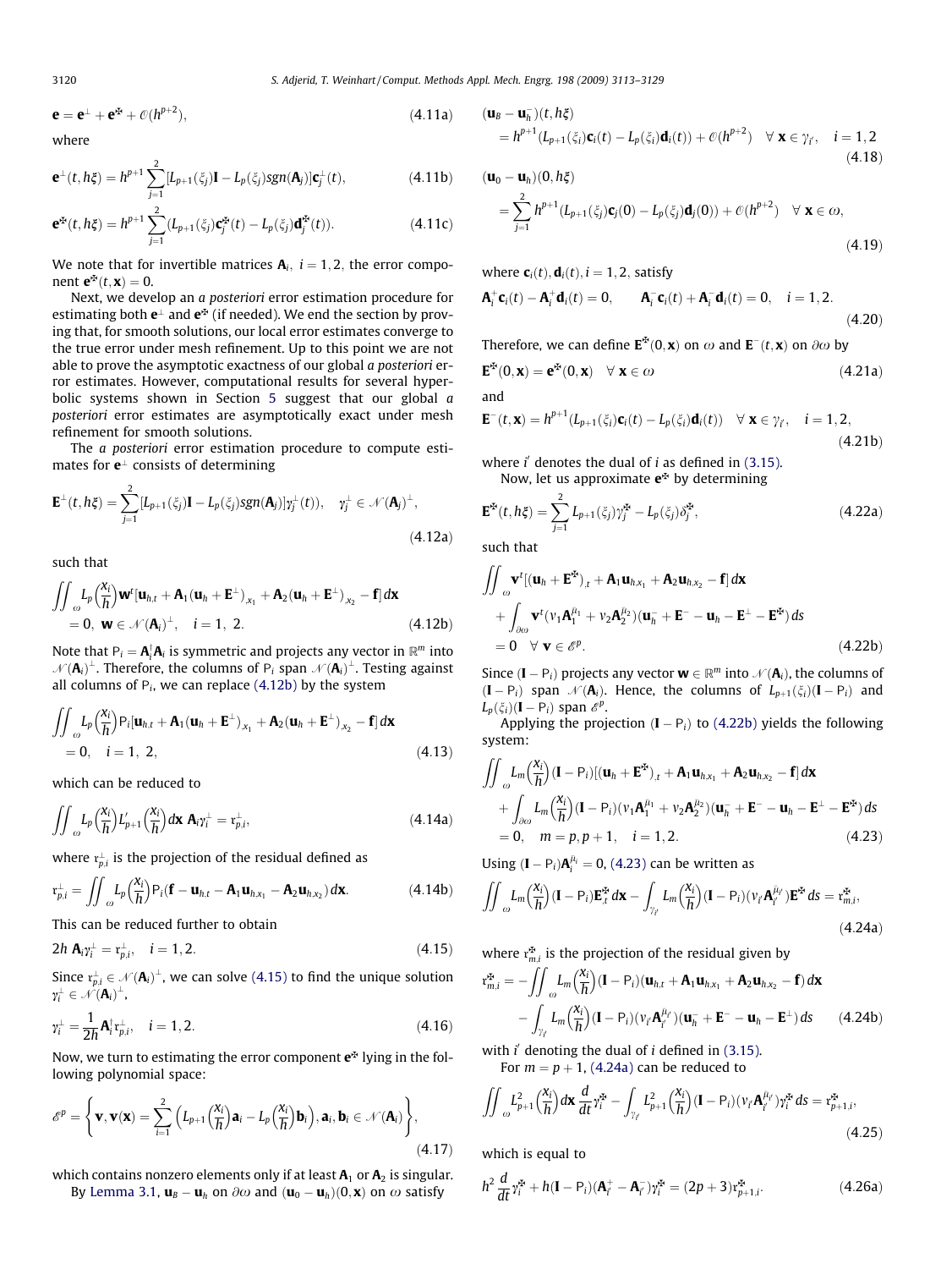$$\mathbf{e} = \mathbf{e}^{\perp} + \mathbf{e}^{\maltese} + \mathcal{O}(h^{p+2}), \tag{4.11a}$$

where

$$\mathbf{e}^{\perp}(t, h\xi) = h^{p+1}\sum_{j=1}^{2}[L_{p+1}(\xi_j)\mathbf{I} - L_p(\xi_j)sgn(\mathbf{A}_j)]\mathbf{c}_j^{\perp}(t), \tag{4.11b}$$

$$\mathbf{e}^{\maltese}(t, h\xi) = h^{p+1}\sum_{j=1}^{2}(L_{p+1}(\xi_j)\mathbf{c}_j^{\maltese}(t) - L_p(\xi_j)\mathbf{d}_j^{\maltese}(t)). \tag{4.11c}$$

We note that for invertible matrices $\mathbf{A}_i$, $i = 1, 2$, the error component $\mathbf{e}^{\maltese}(t, \mathbf{x}) = 0$.

Next, we develop an *a posteriori* error estimation procedure for estimating both $\mathbf{e}^{\perp}$ and $\mathbf{e}^{\maltese}$ (if needed). We end the section by proving that, for smooth solutions, our local error estimates converge to the true error under mesh refinement. Up to this point we are not able to prove the asymptotic exactness of our global *a posteriori* error estimates. However, computational results for several hyperbolic systems shown in Section 5 suggest that our global *a posteriori* error estimates are asymptotically exact under mesh refinement for smooth solutions.

The *a posteriori* error estimation procedure to compute estimates for $\mathbf{e}^{\perp}$ consists of determining

$$\mathbf{E}^{\perp}(t, h\xi) = \sum_{j=1}^{2}[L_{p+1}(\xi_j)\mathbf{I} - L_p(\xi_j)sgn(\mathbf{A}_j)]\gamma_j^{\perp}(t)), \quad \gamma_j^{\perp} \in \mathcal{N}(\mathbf{A}_j)^{\perp}, \tag{4.12a}$$

such that

$$\iint_{\omega} L_p\left(\frac{x_i}{h}\right)\mathbf{w}^t[\mathbf{u}_{h,t} + \mathbf{A}_1(\mathbf{u}_h + \mathbf{E}^{\perp})_{,x_1} + \mathbf{A}_2(\mathbf{u}_h + \mathbf{E}^{\perp})_{,x_2} - \mathbf{f}]\,d\mathbf{x} = 0, \ \mathbf{w} \in \mathcal{N}(\mathbf{A}_i)^{\perp}, \quad i = 1, \ 2. \tag{4.12b}$$

Note that $\mathsf{P}_i = \mathbf{A}_i^{\dagger}\mathbf{A}_i$ is symmetric and projects any vector in $\mathbb{R}^m$ into $\mathcal{N}(\mathbf{A}_i)^{\perp}$. Therefore, the columns of $\mathsf{P}_i$ span $\mathcal{N}(\mathbf{A}_i)^{\perp}$. Testing against all columns of $\mathsf{P}_i$, we can replace (4.12b) by the system

$$\iint_{\omega} L_p\left(\frac{x_i}{h}\right)\mathsf{P}_i[\mathbf{u}_{h,t} + \mathbf{A}_1(\mathbf{u}_h + \mathbf{E}^{\perp})_{,x_1} + \mathbf{A}_2(\mathbf{u}_h + \mathbf{E}^{\perp})_{,x_2} - \mathbf{f}]\,d\mathbf{x} = 0, \quad i = 1, \ 2, \tag{4.13}$$

which can be reduced to

$$\iint_{\omega} L_p\left(\frac{x_i}{h}\right)L'_{p+1}\left(\frac{x_i}{h}\right)d\mathbf{x}\ \mathbf{A}_i\gamma_i^{\perp} = \mathfrak{r}_{p,i}^{\perp}, \tag{4.14a}$$

where $\mathfrak{r}_{p,i}^{\perp}$ is the projection of the residual defined as

$$\mathfrak{r}_{p,i}^{\perp} = \iint_{\omega} L_p\left(\frac{x_i}{h}\right)\mathsf{P}_i(\mathbf{f} - \mathbf{u}_{h,t} - \mathbf{A}_1\mathbf{u}_{h,x_1} - \mathbf{A}_2\mathbf{u}_{h,x_2})\,d\mathbf{x}. \tag{4.14b}$$

This can be reduced further to obtain

$$2h\ \mathbf{A}_i\gamma_i^{\perp} = \mathfrak{r}_{p,i}^{\perp}, \quad i = 1, 2. \tag{4.15}$$

Since $\mathfrak{r}_{p,i}^{\perp} \in \mathcal{N}(\mathbf{A}_i)^{\perp}$, we can solve (4.15) to find the unique solution $\gamma_i^{\perp} \in \mathcal{N}(\mathbf{A}_i)^{\perp}$,

$$\gamma_i^{\perp} = \frac{1}{2h}\mathbf{A}_i^{\dagger}\mathfrak{r}_{p,i}^{\perp}, \quad i = 1, 2. \tag{4.16}$$

Now, we turn to estimating the error component $\mathbf{e}^{\maltese}$ lying in the following polynomial space:

$$\mathscr{E}^p = \left\{\mathbf{v}, \mathbf{v}(\mathbf{x}) = \sum_{i=1}^{2}\left(L_{p+1}\left(\frac{x_i}{h}\right)\mathbf{a}_i - L_p\left(\frac{x_i}{h}\right)\mathbf{b}_i\right), \mathbf{a}_i, \mathbf{b}_i \in \mathcal{N}(\mathbf{A}_i)\right\}, \tag{4.17}$$

which contains nonzero elements only if at least $\mathbf{A}_1$ or $\mathbf{A}_2$ is singular.

By Lemma 3.1, $\mathbf{u}_B - \mathbf{u}_h$ on $\partial\omega$ and $(\mathbf{u}_0 - \mathbf{u}_h)(0, \mathbf{x})$ on $\omega$ satisfy

$$(\mathbf{u}_B - \mathbf{u}_h^-)(t, h\xi) = h^{p+1}(L_{p+1}(\xi_i)\mathbf{c}_i(t) - L_p(\xi_i)\mathbf{d}_i(t)) + \mathcal{O}(h^{p+2}) \quad \forall\ \mathbf{x} \in \gamma_{i'}, \quad i = 1, 2 \tag{4.18}$$

$$(\mathbf{u}_0 - \mathbf{u}_h)(0, h\xi) = \sum_{j=1}^{2}h^{p+1}(L_{p+1}(\xi_j)\mathbf{c}_j(0) - L_p(\xi_j)\mathbf{d}_j(0)) + \mathcal{O}(h^{p+2}) \quad \forall\ \mathbf{x} \in \omega, \tag{4.19}$$

where $\mathbf{c}_i(t), \mathbf{d}_i(t), i = 1, 2$, satisfy

$$\mathbf{A}_i^+\mathbf{c}_i(t) - \mathbf{A}_i^+\mathbf{d}_i(t) = 0, \qquad \mathbf{A}_i^-\mathbf{c}_i(t) + \mathbf{A}_i^-\mathbf{d}_i(t) = 0, \quad i = 1, 2. \tag{4.20}$$

Therefore, we can define $\mathbf{E}^{\maltese}(0, \mathbf{x})$ on $\omega$ and $\mathbf{E}^-(t, \mathbf{x})$ on $\partial\omega$ by

$$\mathbf{E}^{\maltese}(0, \mathbf{x}) = \mathbf{e}^{\maltese}(0, \mathbf{x}) \quad \forall\ \mathbf{x} \in \omega \tag{4.21a}$$

and

$$\mathbf{E}^-(t, \mathbf{x}) = h^{p+1}(L_{p+1}(\xi_i)\mathbf{c}_i(t) - L_p(\xi_i)\mathbf{d}_i(t)) \quad \forall\ \mathbf{x} \in \gamma_{i'}, \quad i = 1, 2, \tag{4.21b}$$

where $i'$ denotes the dual of $i$ as defined in (3.15).

Now, let us approximate $\mathbf{e}^{\maltese}$ by determining

$$\mathbf{E}^{\maltese}(t, h\xi) = \sum_{j=1}^{2}L_{p+1}(\xi_j)\gamma_j^{\maltese} - L_p(\xi_j)\delta_j^{\maltese}, \tag{4.22a}$$

such that

$$\iint_{\omega}\mathbf{v}^t[(\mathbf{u}_h + \mathbf{E}^{\maltese})_{,t} + \mathbf{A}_1\mathbf{u}_{h,x_1} + \mathbf{A}_2\mathbf{u}_{h,x_2} - \mathbf{f}]\,d\mathbf{x} + \int_{\partial\omega}\mathbf{v}^t(\nu_1\mathbf{A}_1^{\mu_1} + \nu_2\mathbf{A}_2^{\mu_2})(\mathbf{u}_h^- + \mathbf{E}^- - \mathbf{u}_h - \mathbf{E}^{\perp} - \mathbf{E}^{\maltese})\,ds = 0 \quad \forall\ \mathbf{v} \in \mathscr{E}^p. \tag{4.22b}$$

Since $(\mathbf{I} - \mathsf{P}_i)$ projects any vector $\mathbf{w} \in \mathbb{R}^m$ into $\mathcal{N}(\mathbf{A}_i)$, the columns of $(\mathbf{I} - \mathsf{P}_i)$ span $\mathcal{N}(\mathbf{A}_i)$. Hence, the columns of $L_{p+1}(\xi_i)(\mathbf{I} - \mathsf{P}_i)$ and $L_p(\xi_i)(\mathbf{I} - \mathsf{P}_i)$ span $\mathscr{E}^p$.

Applying the projection $(\mathbf{I} - \mathsf{P}_i)$ to (4.22b) yields the following system:

$$\iint_{\omega} L_m\left(\frac{x_i}{h}\right)(\mathbf{I} - \mathsf{P}_i)[(\mathbf{u}_h + \mathbf{E}^{\maltese})_{,t} + \mathbf{A}_1\mathbf{u}_{h,x_1} + \mathbf{A}_2\mathbf{u}_{h,x_2} - \mathbf{f}]\,d\mathbf{x} + \int_{\partial\omega} L_m\left(\frac{x_i}{h}\right)(\mathbf{I} - \mathsf{P}_i)(\nu_1\mathbf{A}_1^{\mu_1} + \nu_2\mathbf{A}_2^{\mu_2})(\mathbf{u}_h^- + \mathbf{E}^- - \mathbf{u}_h - \mathbf{E}^{\perp} - \mathbf{E}^{\maltese})\,ds = 0, \quad m = p, p + 1, \quad i = 1, 2. \tag{4.23}$$

Using $(\mathbf{I} - \mathsf{P}_i)\mathbf{A}_i^{\mu_i} = 0$, (4.23) can be written as

$$\iint_{\omega} L_m\left(\frac{x_i}{h}\right)(\mathbf{I} - \mathsf{P}_i)\mathbf{E}^{\maltese}_{,t}\,d\mathbf{x} - \int_{\gamma_{i'}} L_m\left(\frac{x_i}{h}\right)(\mathbf{I} - \mathsf{P}_i)(\nu_{i'}\mathbf{A}_{i'}^{\mu_{i'}})\mathbf{E}^{\maltese}\,ds = \mathfrak{r}_{m,i}^{\maltese}, \tag{4.24a}$$

where $\mathfrak{r}_{m,i}^{\maltese}$ is the projection of the residual given by

$$\mathfrak{r}_{m,i}^{\maltese} = -\iint_{\omega} L_m\left(\frac{x_i}{h}\right)(\mathbf{I} - \mathsf{P}_i)(\mathbf{u}_{h,t} + \mathbf{A}_1\mathbf{u}_{h,x_1} + \mathbf{A}_2\mathbf{u}_{h,x_2} - \mathbf{f})\,d\mathbf{x} - \int_{\gamma_{i'}} L_m\left(\frac{x_i}{h}\right)(\mathbf{I} - \mathsf{P}_i)(\nu_{i'}\mathbf{A}_{i'}^{\mu_{i'}})(\mathbf{u}_h^- + \mathbf{E}^- - \mathbf{u}_h - \mathbf{E}^{\perp})\,ds \tag{4.24b}$$

with $i'$ denoting the dual of $i$ defined in (3.15).

For $m = p + 1$, (4.24a) can be reduced to

$$\iint_{\omega} L_{p+1}^2\left(\frac{x_i}{h}\right)d\mathbf{x}\,\frac{d}{dt}\gamma_i^{\maltese} - \int_{\gamma_{i'}} L_{p+1}^2\left(\frac{x_i}{h}\right)(\mathbf{I} - \mathsf{P}_i)(\nu_{i'}\mathbf{A}_{i'}^{\mu_{i'}})\gamma_i^{\maltese}\,ds = \mathfrak{r}_{p+1,i}^{\maltese}, \tag{4.25}$$

which is equal to

$$h^2\frac{d}{dt}\gamma_i^{\maltese} + h(\mathbf{I} - \mathsf{P}_i)(\mathbf{A}_{i'}^+ - \mathbf{A}_{i'}^-)\gamma_i^{\maltese} = (2p + 3)\mathfrak{r}_{p+1,i}^{\maltese}. \tag{4.26a}$$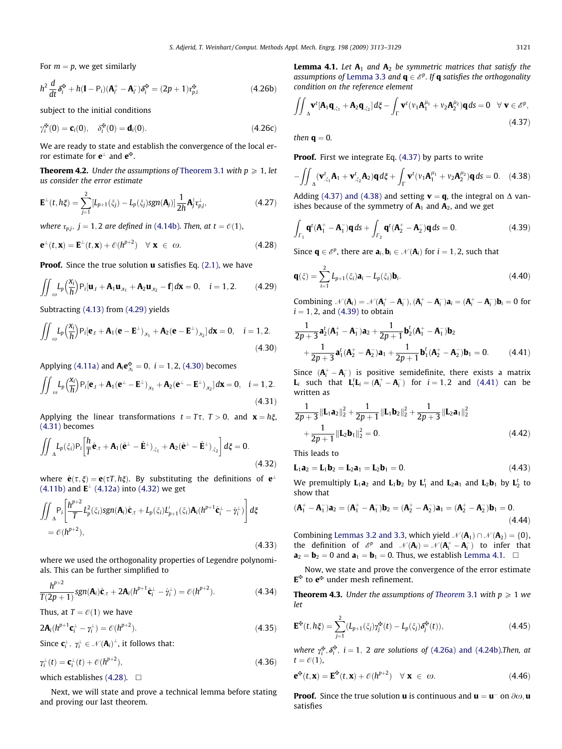For $m = p$, we get similarly

$$h^2 \frac{d}{dt}\delta_i^{\maltese} + h(\mathbf{I} - \mathsf{P}_i)(\mathbf{A}_i^+ - \mathbf{A}_i^-)\delta_i^{\maltese} = (2p+1)\mathfrak{r}_{p,i}^{\maltese} \tag{4.26b}$$

subject to the initial conditions

$$\gamma_i^{\maltese}(0) = \mathbf{c}_i(0), \quad \delta_i^{\maltese}(0) = \mathbf{d}_i(0). \tag{4.26c}$$

We are ready to state and establish the convergence of the local error estimate for $\mathbf{e}^{\perp}$ and $\mathbf{e}^{\maltese}$.

**Theorem 4.2.** *Under the assumptions of Theorem 3.1 with $p \geqslant 1$, let us consider the error estimate*

$$\mathbf{E}^{\perp}(t, h\xi) = \sum_{j=1}^{2}[L_{p+1}(\xi_j) - L_p(\xi_j)sgn(\mathbf{A}_j)]\frac{1}{2h}\mathbf{A}_j^{\dagger}\mathfrak{r}_{p,j}^{\perp}, \tag{4.27}$$

*where $\mathfrak{r}_{p,j}$, $j = 1, 2$ are defined in (4.14b). Then, at $t = \mathcal{O}(1)$,*

$$\mathbf{e}^{\perp}(t, \mathbf{x}) = \mathbf{E}^{\perp}(t, \mathbf{x}) + \mathcal{O}(h^{p+2}) \quad \forall\, \mathbf{x} \in \omega. \tag{4.28}$$

**Proof.** Since the true solution $\mathbf{u}$ satisfies Eq. (2.1), we have

$$\iint_{\omega} L_p\left(\frac{x_i}{h}\right)\mathsf{P}_i[\mathbf{u}_{,t} + \mathbf{A}_1\mathbf{u}_{,x_1} + \mathbf{A}_2\mathbf{u}_{,x_2} - \mathbf{f}]\,d\mathbf{x} = 0, \quad i = 1, 2. \tag{4.29}$$

Subtracting (4.13) from (4.29) yields

$$\iint_{\omega} L_p\left(\frac{x_i}{h}\right)\mathsf{P}_i[\mathbf{e}_{,t} + \mathbf{A}_1(\mathbf{e} - \mathbf{E}^{\perp})_{,x_1} + \mathbf{A}_2(\mathbf{e} - \mathbf{E}^{\perp})_{,x_2}]\,d\mathbf{x} = 0, \quad i = 1, 2. \tag{4.30}$$

Applying (4.11a) and $\mathbf{A}_i\mathbf{e}^{\maltese}_{,x_i} = 0$, $i = 1, 2$, (4.30) becomes

$$\iint_{\omega} L_p\left(\frac{x_i}{h}\right)\mathsf{P}_i[\mathbf{e}_{,t} + \mathbf{A}_1(\mathbf{e}^{\perp} - \mathbf{E}^{\perp})_{,x_1} + \mathbf{A}_2(\mathbf{e}^{\perp} - \mathbf{E}^{\perp})_{,x_2}]\,d\mathbf{x} = 0, \quad i = 1, 2. \tag{4.31}$$

Applying the linear transformations $t = T\tau$, $T > 0$, and $\mathbf{x} = h\xi$, (4.31) becomes

$$\iint_{\Delta} L_p(\xi_i)\mathsf{P}_i\left[\frac{h}{T}\hat{\mathbf{e}}_{,\tau} + \mathbf{A}_1(\hat{\mathbf{e}}^{\perp} - \hat{\mathbf{E}}^{\perp})_{,\xi_1} + \mathbf{A}_2(\hat{\mathbf{e}}^{\perp} - \hat{\mathbf{E}}^{\perp})_{,\xi_2}\right]d\xi = 0. \tag{4.32}$$

where $\hat{\mathbf{e}}(\tau, \xi) = \mathbf{e}(\tau T, h\xi)$. By substituting the definitions of $\mathbf{e}^{\perp}$ (4.11b) and $\mathbf{E}^{\perp}$ (4.12a) into (4.32) we get

$$\iint_{\Delta}\mathsf{P}_i\left[\frac{h^{p+2}}{T}L_p^2(\xi_i)sgn(\mathbf{A}_i)\hat{\mathbf{c}}_{,\tau} + L_p(\xi_i)L'_{p+1}(\xi_i)\mathbf{A}_i(h^{p+1}\hat{\mathbf{c}}_i^{\perp} - \hat{\gamma}_i^{\perp})\right]d\xi = \mathcal{O}(h^{p+2}), \tag{4.33}$$

where we used the orthogonality properties of Legendre polynomials. This can be further simplified to

$$\frac{h^{p+2}}{T(2p+1)}sgn(\mathbf{A}_i)\hat{\mathbf{c}}_{,\tau} + 2\mathbf{A}_i(h^{p+1}\hat{\mathbf{c}}_i^{\perp} - \hat{\gamma}_i^{\perp}) = \mathcal{O}(h^{p+2}). \tag{4.34}$$

Thus, at $T = \mathcal{O}(1)$ we have

$$2\mathbf{A}_i(h^{p+1}\mathbf{c}_i^{\perp} - \gamma_i^{\perp}) = \mathcal{O}(h^{p+2}). \tag{4.35}$$

Since $\mathbf{c}_i^{\perp}$, $\gamma_i^{\perp} \in \mathcal{N}(\mathbf{A}_i)^{\perp}$, it follows that:

$$\gamma_i^{\perp}(t) = \mathbf{c}_i^{\perp}(t) + \mathcal{O}(h^{p+2}), \tag{4.36}$$

which establishes (4.28). $\square$

Next, we will state and prove a technical lemma before stating and proving our last theorem.

**Lemma 4.1.** *Let $\mathbf{A}_1$ and $\mathbf{A}_2$ be symmetric matrices that satisfy the assumptions of Lemma 3.3 and $\mathbf{q} \in \mathscr{E}^p$. If $\mathbf{q}$ satisfies the orthogonality condition on the reference element*

$$\iint_{\Delta}\mathbf{v}^t[\mathbf{A}_1\mathbf{q}_{,\xi_1} + \mathbf{A}_2\mathbf{q}_{,\xi_2}]\,d\xi - \int_{\Gamma}\mathbf{v}^t(\nu_1\mathbf{A}_1^{\mu_1} + \nu_2\mathbf{A}_2^{\mu_2})\mathbf{q}\,ds = 0 \quad \forall\, \mathbf{v} \in \mathscr{E}^p, \tag{4.37}$$

*then $\mathbf{q} = 0$.*

**Proof.** First we integrate Eq. (4.37) by parts to write

$$-\iint_{\Delta}(\mathbf{v}^t_{,\xi_1}\mathbf{A}_1 + \mathbf{v}^t_{,\xi_2}\mathbf{A}_2)\mathbf{q}\,d\xi + \int_{\Gamma}\mathbf{v}^t(\nu_1\mathbf{A}_1^{\mu_1} + \nu_2\mathbf{A}_2^{\mu_2})\mathbf{q}\,ds = 0. \tag{4.38}$$

Adding (4.37) and (4.38) and setting $\mathbf{v} = \mathbf{q}$, the integral on $\Delta$ vanishes because of the symmetry of $\mathbf{A}_1$ and $\mathbf{A}_2$, and we get

$$\int_{\Gamma_1}\mathbf{q}^t(\mathbf{A}_1^+ - \mathbf{A}_1^-)\mathbf{q}\,ds + \int_{\Gamma_2}\mathbf{q}^t(\mathbf{A}_2^+ - \mathbf{A}_2^-)\mathbf{q}\,ds = 0. \tag{4.39}$$

Since $\mathbf{q} \in \mathscr{E}^p$, there are $\mathbf{a}_i, \mathbf{b}_i \in \mathcal{N}(\mathbf{A}_i)$ for $i = 1, 2$, such that

$$\mathbf{q}(\xi) = \sum_{i=1}^{2}L_{p+1}(\xi_i)\mathbf{a}_i - L_p(\xi_i)\mathbf{b}_i. \tag{4.40}$$

Combining $\mathcal{N}(\mathbf{A}_i) = \mathcal{N}(\mathbf{A}_i^+ - \mathbf{A}_i^-)$, $(\mathbf{A}_i^+ - \mathbf{A}_i^-)\mathbf{a}_i = (\mathbf{A}_i^+ - \mathbf{A}_i^-)\mathbf{b}_i = 0$ for $i = 1, 2$, and (4.39) to obtain

$$\frac{1}{2p+3}\mathbf{a}_2^t(\mathbf{A}_1^+ - \mathbf{A}_1^-)\mathbf{a}_2 + \frac{1}{2p+1}\mathbf{b}_2^t(\mathbf{A}_1^+ - \mathbf{A}_1^-)\mathbf{b}_2 + \frac{1}{2p+3}\mathbf{a}_1^t(\mathbf{A}_2^+ - \mathbf{A}_2^-)\mathbf{a}_1 + \frac{1}{2p+1}\mathbf{b}_1^t(\mathbf{A}_2^+ - \mathbf{A}_2^-)\mathbf{b}_1 = 0. \tag{4.41}$$

Since $(\mathbf{A}_i^+ - \mathbf{A}_i^-)$ is positive semidefinite, there exists a matrix $\mathbf{L}_i$ such that $\mathbf{L}_i^t\mathbf{L}_i = (\mathbf{A}_i^+ - \mathbf{A}_i^-)$ for $i = 1, 2$ and (4.41) can be written as

$$\frac{1}{2p+3}\|\mathbf{L}_1\mathbf{a}_2\|_2^2 + \frac{1}{2p+1}\|\mathbf{L}_1\mathbf{b}_2\|_2^2 + \frac{1}{2p+3}\|\mathbf{L}_2\mathbf{a}_1\|_2^2 + \frac{1}{2p+1}\|\mathbf{L}_2\mathbf{b}_1\|_2^2 = 0. \tag{4.42}$$

This leads to

$$\mathbf{L}_1\mathbf{a}_2 = \mathbf{L}_1\mathbf{b}_2 = \mathbf{L}_2\mathbf{a}_1 = \mathbf{L}_2\mathbf{b}_1 = 0. \tag{4.43}$$

We premultiply $\mathbf{L}_1\mathbf{a}_2$ and $\mathbf{L}_1\mathbf{b}_2$ by $\mathbf{L}_1^t$ and $\mathbf{L}_2\mathbf{a}_1$ and $\mathbf{L}_2\mathbf{b}_1$ by $\mathbf{L}_2^t$ to show that

$$(\mathbf{A}_1^+ - \mathbf{A}_1^-)\mathbf{a}_2 = (\mathbf{A}_1^+ - \mathbf{A}_1^-)\mathbf{b}_2 = (\mathbf{A}_2^+ - \mathbf{A}_2^-)\mathbf{a}_1 = (\mathbf{A}_2^+ - \mathbf{A}_2^-)\mathbf{b}_1 = 0. \tag{4.44}$$

Combining Lemmas 3.2 and 3.3, which yield $\mathcal{N}(\mathbf{A}_1) \cap \mathcal{N}(\mathbf{A}_2) = \{0\}$, the definition of $\mathscr{E}^p$ and $\mathcal{N}(\mathbf{A}_i) = \mathcal{N}(\mathbf{A}_i^+ - \mathbf{A}_i^-)$ to infer that $\mathbf{a}_2 = \mathbf{b}_2 = 0$ and $\mathbf{a}_1 = \mathbf{b}_1 = 0$. Thus, we establish Lemma 4.1. $\square$

Now, we state and prove the convergence of the error estimate $\mathbf{E}^{\maltese}$ to $\mathbf{e}^{\maltese}$ under mesh refinement.

**Theorem 4.3.** *Under the assumptions of Theorem 3.1 with $p \geqslant 1$ we let*

$$\mathbf{E}^{\maltese}(t, h\xi) = \sum_{j=1}^{2}(L_{p+1}(\xi_j)\gamma_j^{\maltese}(t) - L_p(\xi_j)\delta_j^{\maltese}(t)), \tag{4.45}$$

*where $\gamma_i^{\maltese}, \delta_i^{\maltese}$, $i = 1, 2$ are solutions of (4.26a) and (4.24b). Then, at $t = \mathcal{O}(1)$,*

$$\mathbf{e}^{\maltese}(t, \mathbf{x}) = \mathbf{E}^{\maltese}(t, \mathbf{x}) + \mathcal{O}(h^{p+2}) \quad \forall\, \mathbf{x} \in \omega. \tag{4.46}$$

**Proof.** Since the true solution $\mathbf{u}$ is continuous and $\mathbf{u} = \mathbf{u}^-$ on $\partial\omega$, $\mathbf{u}$ satisfies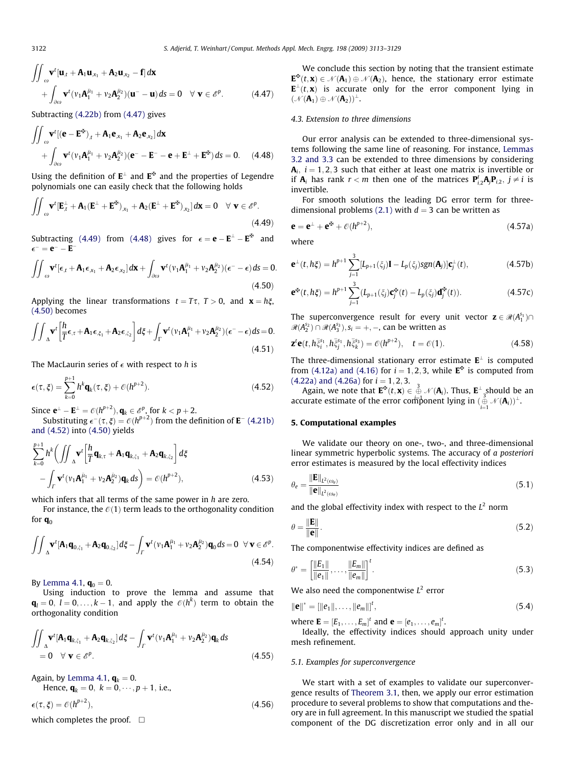$$\iint_{\omega} \mathbf{v}^t[\mathbf{u}_{,t} + \mathbf{A}_1\mathbf{u}_{,x_1} + \mathbf{A}_2\mathbf{u}_{,x_2} - \mathbf{f}]\,d\mathbf{x} + \int_{\partial\omega} \mathbf{v}^t(\nu_1\mathbf{A}_1^{\mu_1} + \nu_2\mathbf{A}_2^{\mu_2})(\mathbf{u}^- - \mathbf{u})\,ds = 0 \quad \forall\, \mathbf{v} \in \mathscr{P}^p. \tag{4.47}$$

Subtracting (4.22b) from (4.47) gives

$$\iint_{\omega} \mathbf{v}^t[(\mathbf{e} - \mathbf{E}^{\maltese})_{,t} + \mathbf{A}_1\mathbf{e}_{,x_1} + \mathbf{A}_2\mathbf{e}_{,x_2}]\,d\mathbf{x} + \int_{\partial\omega} \mathbf{v}^t(\nu_1\mathbf{A}_1^{\mu_1} + \nu_2\mathbf{A}_2^{\mu_2})(\mathbf{e}^- - \mathbf{E}^- - \mathbf{e} + \mathbf{E}^{\perp} + \mathbf{E}^{\maltese})\,ds = 0. \tag{4.48}$$

Using the definition of $\mathbf{E}^{\perp}$ and $\mathbf{E}^{\maltese}$ and the properties of Legendre polynomials one can easily check that the following holds

$$\iint_{\omega} \mathbf{v}^t[\mathbf{E}^{\perp}_{,t} + \mathbf{A}_1(\mathbf{E}^{\perp} + \mathbf{E}^{\maltese})_{,x_1} + \mathbf{A}_2(\mathbf{E}^{\perp} + \mathbf{E}^{\maltese})_{,x_2}]\,d\mathbf{x} = 0 \quad \forall\, \mathbf{v} \in \mathscr{P}^p. \tag{4.49}$$

Subtracting (4.49) from (4.48) gives for $\epsilon = \mathbf{e} - \mathbf{E}^{\perp} - \mathbf{E}^{\maltese}$ and $\epsilon^- = \mathbf{e}^- - \mathbf{E}^-$

$$\iint_{\omega} \mathbf{v}^t[\epsilon_{,t} + \mathbf{A}_1\epsilon_{,x_1} + \mathbf{A}_2\epsilon_{,x_2}]\,d\mathbf{x} + \int_{\partial\omega} \mathbf{v}^t(\nu_1\mathbf{A}_1^{\mu_1} + \nu_2\mathbf{A}_2^{\mu_2})(\epsilon^- - \epsilon)\,ds = 0. \tag{4.50}$$

Applying the linear transformations $t = T\tau$, $T > 0$, and $\mathbf{x} = h\xi$, (4.50) becomes

$$\iint_{\Delta} \mathbf{v}^t\left[\frac{h}{T}\epsilon_{,\tau} + \mathbf{A}_1\epsilon_{,\xi_1} + \mathbf{A}_2\epsilon_{,\xi_2}\right]d\xi + \int_{\Gamma} \mathbf{v}^t(\nu_1\mathbf{A}_1^{\mu_1} + \nu_2\mathbf{A}_2^{\mu_2})(\epsilon^- - \epsilon)\,ds = 0. \tag{4.51}$$

The MacLaurin series of $\epsilon$ with respect to $h$ is

$$\epsilon(\tau, \xi) = \sum_{k=0}^{p+1} h^k \mathbf{q}_k(\tau, \xi) + \mathcal{O}(h^{p+2}). \tag{4.52}$$

Since $\mathbf{e}^{\perp} - \mathbf{E}^{\perp} = \mathcal{O}(h^{p+2})$, $\mathbf{q}_k \in \mathscr{P}^p$, for $k < p + 2$.

Substituting $\epsilon^-(\tau, \xi) = \mathcal{O}(h^{p+2})$ from the definition of $\mathbf{E}^-$ (4.21b) and (4.52) into (4.50) yields

$$\sum_{k=0}^{p+1} h^k \left( \iint_{\Delta} \mathbf{v}^t\left[\frac{h}{T}\mathbf{q}_{k,\tau} + \mathbf{A}_1\mathbf{q}_{k,\xi_1} + \mathbf{A}_2\mathbf{q}_{k,\xi_2}\right]d\xi - \int_{\Gamma} \mathbf{v}^t(\nu_1\mathbf{A}_1^{\mu_1} + \nu_2\mathbf{A}_2^{\mu_2})\mathbf{q}_k\,ds \right) = \mathcal{O}(h^{p+2}), \tag{4.53}$$

which infers that all terms of the same power in $h$ are zero.

For instance, the $\mathcal{O}(1)$ term leads to the orthogonality condition for $\mathbf{q}_0$

$$\iint_{\Delta} \mathbf{v}^t[\mathbf{A}_1\mathbf{q}_{0,\xi_1} + \mathbf{A}_2\mathbf{q}_{0,\xi_2}]\,d\xi - \int_{\Gamma} \mathbf{v}^t(\nu_1\mathbf{A}_1^{\mu_1} + \nu_2\mathbf{A}_2^{\mu_2})\mathbf{q}_0\,ds = 0 \quad \forall\, \mathbf{v} \in \mathscr{P}^p. \tag{4.54}$$

By Lemma 4.1, $\mathbf{q}_0 = 0$.

Using induction to prove the lemma and assume that $\mathbf{q}_l = 0$, $l = 0, \ldots, k-1$, and apply the $\mathcal{O}(h^k)$ term to obtain the orthogonality condition

$$\iint_{\Delta} \mathbf{v}^t[\mathbf{A}_1\mathbf{q}_{k,\xi_1} + \mathbf{A}_2\mathbf{q}_{k,\xi_2}]\,d\xi - \int_{\Gamma} \mathbf{v}^t(\nu_1\mathbf{A}_1^{\mu_1} + \nu_2\mathbf{A}_2^{\mu_2})\mathbf{q}_k\,ds = 0 \quad \forall\, \mathbf{v} \in \mathscr{P}^p. \tag{4.55}$$

Again, by Lemma 4.1, $\mathbf{q}_k = 0$.

Hence, $\mathbf{q}_k = 0$, $k = 0, \cdots, p+1$, i.e.,

$$\epsilon(\tau, \xi) = \mathcal{O}(h^{p+2}), \tag{4.56}$$

which completes the proof. □

We conclude this section by noting that the transient estimate $\mathbf{E}^{\maltese}(t, \mathbf{x}) \in \mathcal{N}(\mathbf{A}_1) \oplus \mathcal{N}(\mathbf{A}_2)$, hence, the stationary error estimate $\mathbf{E}^{\perp}(t, \mathbf{x})$ is accurate only for the error component lying in $(\mathcal{N}(\mathbf{A}_1) \oplus \mathcal{N}(\mathbf{A}_2))^{\perp}$.

### 4.3. Extension to three dimensions

Our error analysis can be extended to three-dimensional systems following the same line of reasoning. For instance, Lemmas 3.2 and 3.3 can be extended to three dimensions by considering $\mathbf{A}_i$, $i = 1, 2, 3$ such that either at least one matrix is invertible or if $\mathbf{A}_i$ has rank $r < m$ then one of the matrices $\mathbf{P}^t_{i,2}\mathbf{A}_j\mathbf{P}_{i,2}$, $j \neq i$ is invertible.

For smooth solutions the leading DG error term for three-dimensional problems (2.1) with $d = 3$ can be written as

$$\mathbf{e} = \mathbf{e}^{\perp} + \mathbf{e}^{\maltese} + \mathcal{O}(h^{p+2}), \tag{4.57a}$$

where

$$\mathbf{e}^{\perp}(t, h\xi) = h^{p+1} \sum_{j=1}^{3} [L_{p+1}(\xi_j)\mathbf{I} - L_p(\xi_j)sgn(\mathbf{A}_j)]\mathbf{c}^{\perp}_j(t), \tag{4.57b}$$

$$\mathbf{e}^{\maltese}(t, h\xi) = h^{p+1} \sum_{j=1}^{3} (L_{p+1}(\xi_j)\mathbf{c}^{\maltese}_j(t) - L_p(\xi_j)\mathbf{d}^{\maltese}_j(t)). \tag{4.57c}$$

The superconvergence result for every unit vector $\mathbf{z} \in \mathscr{R}(A_1^{s_1}) \cap \mathscr{R}(A_2^{s_2}) \cap \mathscr{R}(A_3^{s_3}), s_i = +, -$, can be written as

$$\mathbf{z}^t\mathbf{e}(t, h\bar{\xi}_i^{s_1}, h\bar{\xi}_j^{s_1}, h\bar{\xi}_k^{s_3}) = \mathcal{O}(h^{p+2}), \quad t = \mathcal{O}(1). \tag{4.58}$$

The three-dimensional stationary error estimate $\mathbf{E}^{\perp}$ is computed from (4.12a) and (4.16) for $i = 1, 2, 3$, while $\mathbf{E}^{\maltese}$ is computed from (4.22a) and (4.26a) for $i = 1, 2, 3$.

Again, we note that $\mathbf{E}^{\maltese}(t, \mathbf{x}) \in \overset{3}{\underset{i=1}{\oplus}} \mathcal{N}(\mathbf{A}_i)$. Thus, $\mathbf{E}^{\perp}$ should be an accurate estimate of the error component lying in $(\overset{3}{\underset{i=1}{\oplus}} \mathcal{N}(\mathbf{A}_i))^{\perp}$.

## 5. Computational examples

We validate our theory on one-, two-, and three-dimensional linear symmetric hyperbolic systems. The accuracy of *a posteriori* error estimates is measured by the local effectivity indices

$$\theta_e = \frac{\|\mathbf{E}\|_{L^2(\omega_e)}}{\|\mathbf{e}\|_{L^2(\omega_e)}} \tag{5.1}$$

and the global effectivity index with respect to the $L^2$ norm

$$\theta = \frac{\|\mathbf{E}\|}{\|\mathbf{e}\|}. \tag{5.2}$$

The componentwise effectivity indices are defined as

$$\theta^* = \left[\frac{\|E_1\|}{\|e_1\|}, \ldots, \frac{\|E_m\|}{\|e_m\|}\right]^t. \tag{5.3}$$

We also need the componentwise $L^2$ error

$$\|\mathbf{e}\|^* = [\|e_1\|, \ldots, \|e_m\|]^t, \tag{5.4}$$

where $\mathbf{E} = [E_1, \ldots, E_m]^t$ and $\mathbf{e} = [e_1, \ldots, e_m]^t$.

Ideally, the effectivity indices should approach unity under mesh refinement.

### 5.1. Examples for superconvergence

We start with a set of examples to validate our superconvergence results of Theorem 3.1, then, we apply our error estimation procedure to several problems to show that computations and theory are in full agreement. In this manuscript we studied the spatial component of the DG discretization error only and in all our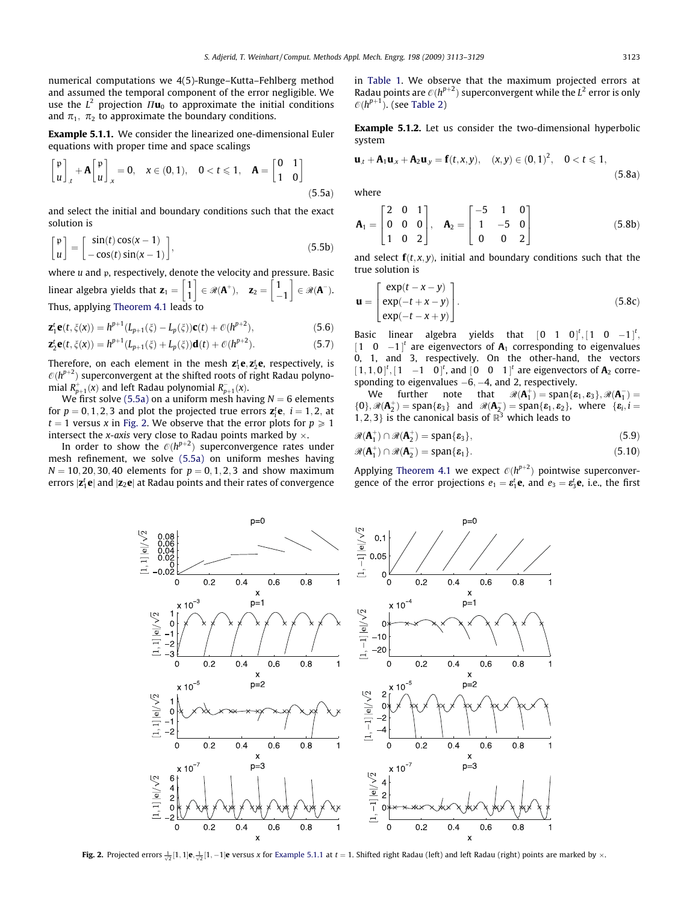numerical computations we 4(5)-Runge–Kutta–Fehlberg method and assumed the temporal component of the error negligible. We use the $L^2$ projection $\Pi\mathbf{u}_0$ to approximate the initial conditions and $\pi_1$, $\pi_2$ to approximate the boundary conditions.

**Example 5.1.1.** We consider the linearized one-dimensional Euler equations with proper time and space scalings

$$\begin{bmatrix} \mathfrak{p} \\ u \end{bmatrix}_{,t} + \mathbf{A}\begin{bmatrix} \mathfrak{p} \\ u \end{bmatrix}_{,x} = 0, \quad x \in (0,1), \quad 0 < t \leqslant 1, \quad \mathbf{A} = \begin{bmatrix} 0 & 1 \\ 1 & 0 \end{bmatrix} \tag{5.5a}$$

and select the initial and boundary conditions such that the exact solution is

$$\begin{bmatrix} \mathfrak{p} \\ u \end{bmatrix} = \begin{bmatrix} \sin(t)\cos(x-1) \\ -\cos(t)\sin(x-1) \end{bmatrix}, \tag{5.5b}$$

where $u$ and $\mathfrak{p}$, respectively, denote the velocity and pressure. Basic linear algebra yields that $\mathbf{z}_1 = \begin{bmatrix} 1 \\ 1 \end{bmatrix} \in \mathscr{R}(\mathbf{A}^+)$, $\mathbf{z}_2 = \begin{bmatrix} 1 \\ -1 \end{bmatrix} \in \mathscr{R}(\mathbf{A}^-)$. Thus, applying Theorem 4.1 leads to

$$\mathbf{z}_1^t\mathbf{e}(t,\xi(x)) = h^{p+1}(L_{p+1}(\xi) - L_p(\xi))\mathbf{c}(t) + \mathcal{O}(h^{p+2}), \tag{5.6}$$

$$\mathbf{z}_2^t\mathbf{e}(t,\xi(x)) = h^{p+1}(L_{p+1}(\xi) + L_p(\xi))\mathbf{d}(t) + \mathcal{O}(h^{p+2}). \tag{5.7}$$

Therefore, on each element in the mesh $\mathbf{z}_1^t\mathbf{e}, \mathbf{z}_2^t\mathbf{e}$, respectively, is $\mathcal{O}(h^{p+2})$ superconvergent at the shifted roots of right Radau polynomial $R_{p+1}^+(x)$ and left Radau polynomial $R_{p+1}^-(x)$.

We first solve (5.5a) on a uniform mesh having $N = 6$ elements for $p = 0,1,2,3$ and plot the projected true errors $\mathbf{z}_i^t\mathbf{e}$, $i = 1,2$, at $t = 1$ versus $x$ in Fig. 2. We observe that the error plots for $p \geqslant 1$ intersect the $x$-axis very close to Radau points marked by $\times$.

In order to show the $\mathcal{O}(h^{p+2})$ superconvergence rates under mesh refinement, we solve (5.5a) on uniform meshes having $N = 10, 20, 30, 40$ elements for $p = 0,1,2,3$ and show maximum errors $|\mathbf{z}_1^t\mathbf{e}|$ and $|\mathbf{z}_2\mathbf{e}|$ at Radau points and their rates of convergence in Table 1. We observe that the maximum projected errors at Radau points are $\mathcal{O}(h^{p+2})$ superconvergent while the $L^2$ error is only $\mathcal{O}(h^{p+1})$. (see Table 2)

**Example 5.1.2.** Let us consider the two-dimensional hyperbolic system

$$\mathbf{u}_{,t} + \mathbf{A}_1\mathbf{u}_{,x} + \mathbf{A}_2\mathbf{u}_{,y} = \mathbf{f}(t,x,y), \quad (x,y) \in (0,1)^2, \quad 0 < t \leqslant 1, \tag{5.8a}$$

where

$$\mathbf{A}_1 = \begin{bmatrix} 2 & 0 & 1 \\ 0 & 0 & 0 \\ 1 & 0 & 2 \end{bmatrix}, \quad \mathbf{A}_2 = \begin{bmatrix} -5 & 1 & 0 \\ 1 & -5 & 0 \\ 0 & 0 & 2 \end{bmatrix} \tag{5.8b}$$

and select $\mathbf{f}(t,x,y)$, initial and boundary conditions such that the true solution is

$$\mathbf{u} = \begin{bmatrix} \exp(t-x-y) \\ \exp(-t+x-y) \\ \exp(-t-x+y) \end{bmatrix}. \tag{5.8c}$$

Basic linear algebra yields that $[0 \;\; 1 \;\; 0]^t, [1 \;\; 0 \;\; -1]^t$, $[1 \;\; 0 \;\; -1]^t$ are eigenvectors of $\mathbf{A}_1$ corresponding to eigenvalues 0, 1, and 3, respectively. On the other-hand, the vectors $[1,1,0]^t, [1 \;\; -1 \;\; 0]^t$, and $[0 \;\; 0 \;\; 1]^t$ are eigenvectors of $\mathbf{A}_2$ corresponding to eigenvalues $-6, -4$, and 2, respectively.

We further note that $\mathscr{R}(\mathbf{A}_1^+) = \text{span}\{\boldsymbol{\varepsilon}_1, \boldsymbol{\varepsilon}_3\}, \mathscr{R}(\mathbf{A}_1^-) = \{0\}, \mathscr{R}(\mathbf{A}_2^+) = \text{span}\{\boldsymbol{\varepsilon}_3\}$ and $\mathscr{R}(\mathbf{A}_2^-) = \text{span}\{\boldsymbol{\varepsilon}_1, \boldsymbol{\varepsilon}_2\}$, where $\{\boldsymbol{\varepsilon}_i, i = 1,2,3\}$ is the canonical basis of $\mathbb{R}^3$ which leads to

$$\mathscr{R}(\mathbf{A}_1^+) \cap \mathscr{R}(\mathbf{A}_2^+) = \text{span}\{\boldsymbol{\varepsilon}_3\}, \tag{5.9}$$

$$\mathscr{R}(\mathbf{A}_1^+) \cap \mathscr{R}(\mathbf{A}_2^-) = \text{span}\{\boldsymbol{\varepsilon}_1\}. \tag{5.10}$$

Applying Theorem 4.1 we expect $\mathcal{O}(h^{p+2})$ pointwise superconvergence of the error projections $e_1 = \boldsymbol{\varepsilon}_1^t\mathbf{e}$, and $e_3 = \boldsymbol{\varepsilon}_3^t\mathbf{e}$, i.e., the first

p=0
p=0
p=1
p=1
p=2
p=2
p=3
p=3

**Fig. 2.** Projected errors $\frac{1}{\sqrt{2}}[1,1]\mathbf{e}, \frac{1}{\sqrt{2}}[1,-1]\mathbf{e}$ versus $x$ for Example 5.1.1 at $t = 1$. Shifted right Radau (left) and left Radau (right) points are marked by $\times$.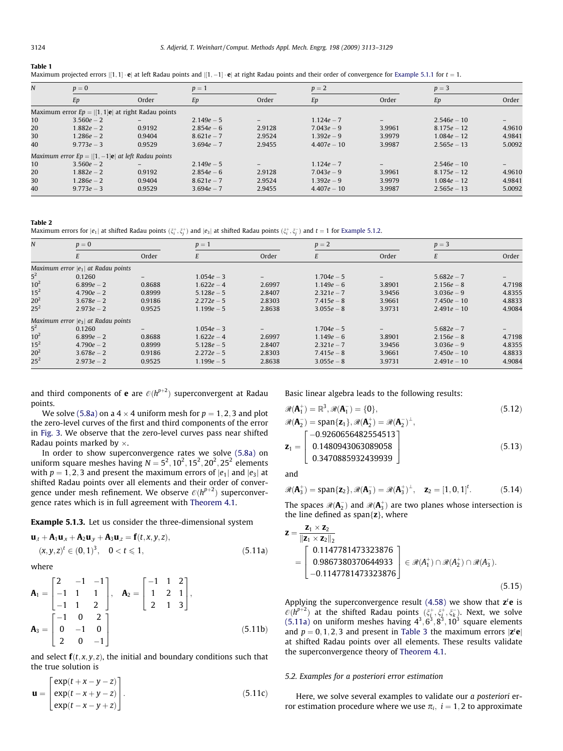**Table 1**
Maximum projected errors $|[1, 1] \cdot \mathbf{e}|$ at left Radau points and $|[1, -1] \cdot \mathbf{e}|$ at right Radau points and their order of convergence for Example 5.1.1 for $t = 1$.

| $N$ | $p = 0$ | | $p = 1$ | | $p = 2$ | | $p = 3$ | |
|---|---|---|---|---|---|---|---|---|
| | $Ep$ | Order | $Ep$ | Order | $Ep$ | Order | $Ep$ | Order |
| Maximum error $Ep = \|[1, 1]\mathbf{e}\|$ at right Radau points | | | | | | | | |
| 10 | $3.560e-2$ | – | $2.149e-5$ | – | $1.124e-7$ | – | $2.546e-10$ | – |
| 20 | $1.882e-2$ | 0.9192 | $2.854e-6$ | 2.9128 | $7.043e-9$ | 3.9961 | $8.175e-12$ | 4.9610 |
| 30 | $1.286e-2$ | 0.9404 | $8.621e-7$ | 2.9524 | $1.392e-9$ | 3.9979 | $1.084e-12$ | 4.9841 |
| 40 | $9.773e-3$ | 0.9529 | $3.694e-7$ | 2.9455 | $4.407e-10$ | 3.9987 | $2.565e-13$ | 5.0092 |
| *Maximum error $Ep = \|[1, -1]\mathbf{e}\|$ at left Radau points* | | | | | | | | |
| 10 | $3.560e-2$ | – | $2.149e-5$ | – | $1.124e-7$ | – | $2.546e-10$ | – |
| 20 | $1.882e-2$ | 0.9192 | $2.854e-6$ | 2.9128 | $7.043e-9$ | 3.9961 | $8.175e-12$ | 4.9610 |
| 30 | $1.286e-2$ | 0.9404 | $8.621e-7$ | 2.9524 | $1.392e-9$ | 3.9979 | $1.084e-12$ | 4.9841 |
| 40 | $9.773e-3$ | 0.9529 | $3.694e-7$ | 2.9455 | $4.407e-10$ | 3.9987 | $2.565e-13$ | 5.0092 |

**Table 2**
Maximum errors for $|e_1|$ at shifted Radau points $(\xi_i^+, \xi_j^+)$ and $|e_3|$ at shifted Radau points $(\xi_i^+, \xi_j^-)$ and $t = 1$ for Example 5.1.2.

| $N$ | $p = 0$ | | $p = 1$ | | $p = 2$ | | $p = 3$ | |
|---|---|---|---|---|---|---|---|---|
| | $E$ | Order | $E$ | Order | $E$ | Order | $E$ | Order |
| *Maximum error $\|e_1\|$ at Radau points* | | | | | | | | |
| $5^2$ | 0.1260 | – | $1.054e-3$ | – | $1.704e-5$ | – | $5.682e-7$ | – |
| $10^2$ | $6.899e-2$ | 0.8688 | $1.622e-4$ | 2.6997 | $1.149e-6$ | 3.8901 | $2.156e-8$ | 4.7198 |
| $15^2$ | $4.790e-2$ | 0.8999 | $5.128e-5$ | 2.8407 | $2.321e-7$ | 3.9456 | $3.036e-9$ | 4.8355 |
| $20^2$ | $3.678e-2$ | 0.9186 | $2.272e-5$ | 2.8303 | $7.415e-8$ | 3.9661 | $7.450e-10$ | 4.8833 |
| $25^2$ | $2.973e-2$ | 0.9525 | $1.199e-5$ | 2.8638 | $3.055e-8$ | 3.9731 | $2.491e-10$ | 4.9084 |
| *Maximum error $\|e_3\|$ at Radau points* | | | | | | | | |
| $5^2$ | 0.1260 | – | $1.054e-3$ | – | $1.704e-5$ | – | $5.682e-7$ | – |
| $10^2$ | $6.899e-2$ | 0.8688 | $1.622e-4$ | 2.6997 | $1.149e-6$ | 3.8901 | $2.156e-8$ | 4.7198 |
| $15^2$ | $4.790e-2$ | 0.8999 | $5.128e-5$ | 2.8407 | $2.321e-7$ | 3.9456 | $3.036e-9$ | 4.8355 |
| $20^2$ | $3.678e-2$ | 0.9186 | $2.272e-5$ | 2.8303 | $7.415e-8$ | 3.9661 | $7.450e-10$ | 4.8833 |
| $25^2$ | $2.973e-2$ | 0.9525 | $1.199e-5$ | 2.8638 | $3.055e-8$ | 3.9731 | $2.491e-10$ | 4.9084 |

and third components of $\mathbf{e}$ are $\mathcal{O}(h^{p+2})$ superconvergent at Radau points.

We solve (5.8a) on a $4 \times 4$ uniform mesh for $p = 1, 2, 3$ and plot the zero-level curves of the first and third components of the error in Fig. 3. We observe that the zero-level curves pass near shifted Radau points marked by $\times$.

In order to show superconvergence rates we solve (5.8a) on uniform square meshes having $N = 5^2, 10^2, 15^2, 20^2, 25^2$ elements with $p = 1, 2, 3$ and present the maximum errors of $|e_1|$ and $|e_3|$ at shifted Radau points over all elements and their order of convergence under mesh refinement. We observe $\mathcal{O}(h^{p+2})$ superconvergence rates which is in full agreement with Theorem 4.1.

**Example 5.1.3.** Let us consider the three-dimensional system

$$\mathbf{u}_{,t} + \mathbf{A}_1\mathbf{u}_{,x} + \mathbf{A}_2\mathbf{u}_{,y} + \mathbf{A}_3\mathbf{u}_{,z} = \mathbf{f}(t, x, y, z),$$
$$(x, y, z)^t \in (0, 1)^3, \quad 0 < t \leqslant 1, \tag{5.11a}$$

where

$$\mathbf{A}_1 = \begin{bmatrix} 2 & -1 & -1 \\ -1 & 1 & 1 \\ -1 & 1 & 2 \end{bmatrix}, \quad \mathbf{A}_2 = \begin{bmatrix} -1 & 1 & 2 \\ 1 & 2 & 1 \\ 2 & 1 & 3 \end{bmatrix},$$
$$\mathbf{A}_3 = \begin{bmatrix} -1 & 0 & 2 \\ 0 & -1 & 0 \\ 2 & 0 & -1 \end{bmatrix} \tag{5.11b}$$

and select $\mathbf{f}(t, x, y, z)$, the initial and boundary conditions such that the true solution is

$$\mathbf{u} = \begin{bmatrix} \exp(t + x - y - z) \\ \exp(t - x + y - z) \\ \exp(t - x - y + z) \end{bmatrix}. \tag{5.11c}$$

Basic linear algebra leads to the following results:

$$\mathscr{R}(\mathbf{A}_1^+) = \mathbb{R}^3, \mathscr{R}(\mathbf{A}_1^-) = \{0\}, \tag{5.12}$$

$$\mathscr{R}(\mathbf{A}_2^-) = \text{span}\{\mathbf{z}_1\}, \mathscr{R}(\mathbf{A}_2^+) = \mathscr{R}(\mathbf{A}_2^-)^\perp,$$
$$\mathbf{z}_1 = \begin{bmatrix} -0.9260656482554513 \\ 0.1480943063089058 \\ 0.3470885932439939 \end{bmatrix} \tag{5.13}$$

and

$$\mathscr{R}(\mathbf{A}_3^+) = \text{span}\{\mathbf{z}_2\}, \mathscr{R}(\mathbf{A}_3^-) = \mathscr{R}(\mathbf{A}_3^+)^\perp, \quad \mathbf{z}_2 = [1, 0, 1]^t. \tag{5.14}$$

The spaces $\mathscr{R}(\mathbf{A}_2^-)$ and $\mathscr{R}(\mathbf{A}_3^+)$ are two planes whose intersection is the line defined as span$\{\mathbf{z}\}$, where

$$\mathbf{z} = \frac{\mathbf{z}_1 \times \mathbf{z}_2}{\|\mathbf{z}_1 \times \mathbf{z}_2\|_2}$$
$$= \begin{bmatrix} 0.1147781473323876 \\ 0.9867380370644933 \\ -0.1147781473323876 \end{bmatrix} \in \mathscr{R}(A_1^+) \cap \mathscr{R}(A_2^+) \cap \mathscr{R}(A_3^-). \tag{5.15}$$

Applying the superconvergence result (4.58) we show that $\mathbf{z}^t\mathbf{e}$ is $\mathcal{O}(h^{p+2})$ at the shifted Radau points $(\xi_i^+, \xi_j^+, \xi_k^-)$. Next, we solve (5.11a) on uniform meshes having $4^3, 6^3, 8^3, 10^3$ square elements and $p = 0, 1, 2, 3$ and present in Table 3 the maximum errors $|\mathbf{z}^t\mathbf{e}|$ at shifted Radau points over all elements. These results validate the superconvergence theory of Theorem 4.1.

### 5.2. Examples for a posteriori error estimation

Here, we solve several examples to validate our *a posteriori* error estimation procedure where we use $\pi_i$, $i = 1, 2$ to approximate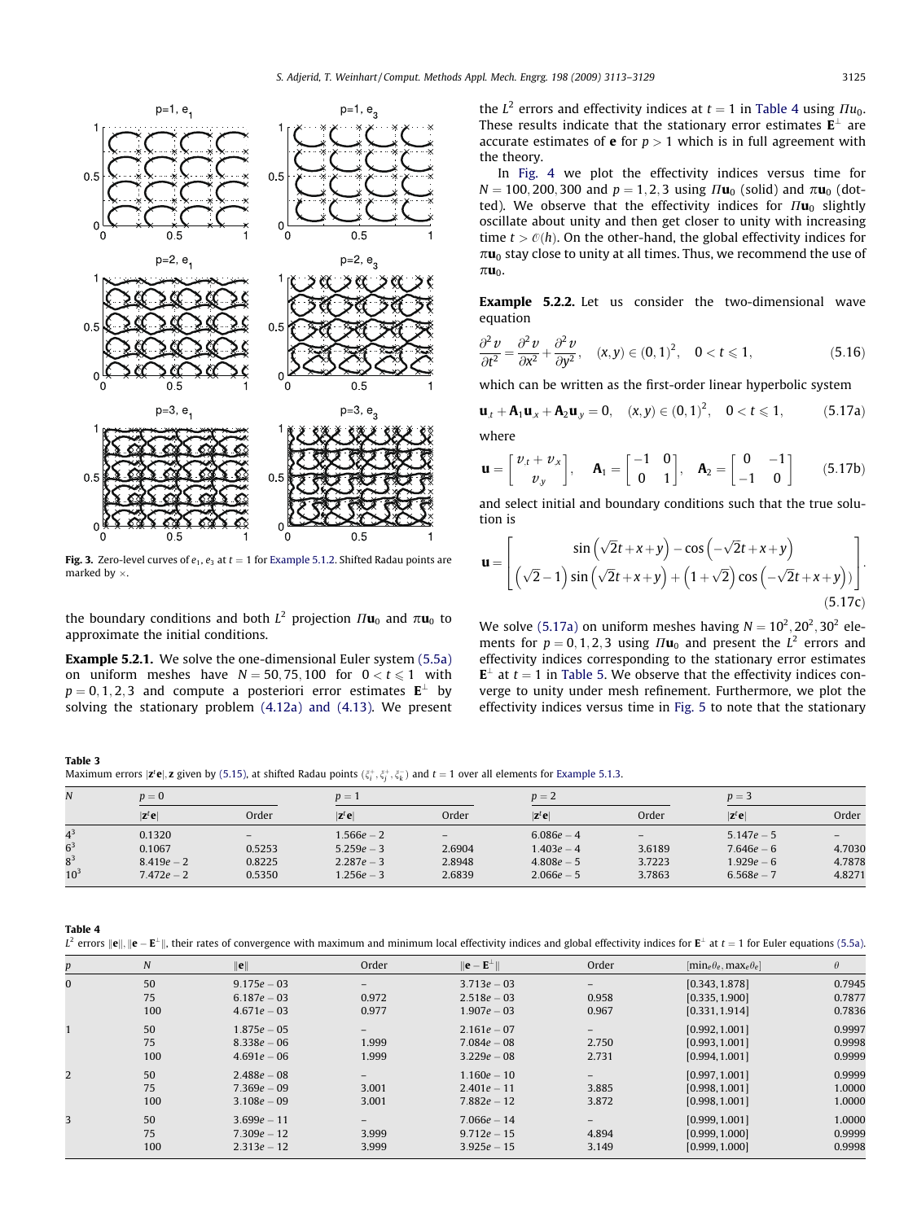p=1, e1

p=1, e3

p=2, e1

p=2, e3

p=3, e1

p=3, e3

**Fig. 3.** Zero-level curves of $e_1, e_3$ at $t = 1$ for Example 5.1.2. Shifted Radau points are marked by ×.

the boundary conditions and both $L^2$ projection $\Pi\mathbf{u}_0$ and $\pi\mathbf{u}_0$ to approximate the initial conditions.

**Example 5.2.1.** We solve the one-dimensional Euler system (5.5a) on uniform meshes have $N = 50, 75, 100$ for $0 < t \leqslant 1$ with $p = 0, 1, 2, 3$ and compute a posteriori error estimates $\mathbf{E}^\perp$ by solving the stationary problem (4.12a) and (4.13). We present the $L^2$ errors and effectivity indices at $t = 1$ in Table 4 using $\Pi u_0$. These results indicate that the stationary error estimates $\mathbf{E}^\perp$ are accurate estimates of $\mathbf{e}$ for $p > 1$ which is in full agreement with the theory.

In Fig. 4 we plot the effectivity indices versus time for $N = 100, 200, 300$ and $p = 1, 2, 3$ using $\Pi\mathbf{u}_0$ (solid) and $\pi\mathbf{u}_0$ (dotted). We observe that the effectivity indices for $\Pi\mathbf{u}_0$ slightly oscillate about unity and then get closer to unity with increasing time $t > \mathcal{O}(h)$. On the other-hand, the global effectivity indices for $\pi\mathbf{u}_0$ stay close to unity at all times. Thus, we recommend the use of $\pi\mathbf{u}_0$.

**Example 5.2.2.** Let us consider the two-dimensional wave equation

$$\frac{\partial^2 v}{\partial t^2} = \frac{\partial^2 v}{\partial x^2} + \frac{\partial^2 v}{\partial y^2}, \quad (x, y) \in (0, 1)^2, \quad 0 < t \leqslant 1, \tag{5.16}$$

which can be written as the first-order linear hyperbolic system

$$\mathbf{u}_t + \mathbf{A}_1\mathbf{u}_x + \mathbf{A}_2\mathbf{u}_y = 0, \quad (x, y) \in (0, 1)^2, \quad 0 < t \leqslant 1, \tag{5.17a}$$

where

$$\mathbf{u} = \begin{bmatrix} v_t + v_x \\ v_y \end{bmatrix}, \quad \mathbf{A}_1 = \begin{bmatrix} -1 & 0 \\ 0 & 1 \end{bmatrix}, \quad \mathbf{A}_2 = \begin{bmatrix} 0 & -1 \\ -1 & 0 \end{bmatrix} \tag{5.17b}$$

and select initial and boundary conditions such that the true solution is

$$\mathbf{u} = \begin{bmatrix} \sin\left(\sqrt{2}t + x + y\right) - \cos\left(-\sqrt{2}t + x + y\right) \\ \left(\sqrt{2} - 1\right)\sin\left(\sqrt{2}t + x + y\right) + \left(1 + \sqrt{2}\right)\cos\left(-\sqrt{2}t + x + y\right)) \end{bmatrix}. \tag{5.17c}$$

We solve (5.17a) on uniform meshes having $N = 10^2, 20^2, 30^2$ elements for $p = 0, 1, 2, 3$ using $\Pi\mathbf{u}_0$ and present the $L^2$ errors and effectivity indices corresponding to the stationary error estimates $\mathbf{E}^\perp$ at $t = 1$ in Table 5. We observe that the effectivity indices converge to unity under mesh refinement. Furthermore, we plot the effectivity indices versus time in Fig. 5 to note that the stationary

**Table 3**
Maximum errors $|\mathbf{z}^t\mathbf{e}|$, $\mathbf{z}$ given by (5.15), at shifted Radau points $(\xi_i^+, \xi_j^+, \xi_k^-)$ and $t = 1$ over all elements for Example 5.1.3.

| $N$ | $p = 0$ | | $p = 1$ | | $p = 2$ | | $p = 3$ | |
|---|---|---|---|---|---|---|---|---|
| | $\lvert\mathbf{z}^t\mathbf{e}\rvert$ | Order | $\lvert\mathbf{z}^t\mathbf{e}\rvert$ | Order | $\lvert\mathbf{z}^t\mathbf{e}\rvert$ | Order | $\lvert\mathbf{z}^t\mathbf{e}\rvert$ | Order |
| $4^3$ | 0.1320 | – | $1.566e-2$ | – | $6.086e-4$ | – | $5.147e-5$ | – |
| $6^3$ | 0.1067 | 0.5253 | $5.259e-3$ | 2.6904 | $1.403e-4$ | 3.6189 | $7.646e-6$ | 4.7030 |
| $8^3$ | $8.419e-2$ | 0.8225 | $2.287e-3$ | 2.8948 | $4.808e-5$ | 3.7223 | $1.929e-6$ | 4.7878 |
| $10^3$ | $7.472e-2$ | 0.5350 | $1.256e-3$ | 2.6839 | $2.066e-5$ | 3.7863 | $6.568e-7$ | 4.8271 |

**Table 4**
$L^2$ errors $\|\mathbf{e}\|, \|\mathbf{e} - \mathbf{E}^\perp\|$, their rates of convergence with maximum and minimum local effectivity indices and global effectivity indices for $\mathbf{E}^\perp$ at $t = 1$ for Euler equations (5.5a).

| $p$ | $N$ | $\|\mathbf{e}\|$ | Order | $\|\mathbf{e} - \mathbf{E}^\perp\|$ | Order | $[\min_e \theta_e, \max_e \theta_e]$ | $\theta$ |
|---|---|---|---|---|---|---|---|
| 0 | 50 | $9.175e-03$ | – | $3.713e-03$ | – | [0.343, 1.878] | 0.7945 |
| | 75 | $6.187e-03$ | 0.972 | $2.518e-03$ | 0.958 | [0.335, 1.900] | 0.7877 |
| | 100 | $4.671e-03$ | 0.977 | $1.907e-03$ | 0.967 | [0.331, 1.914] | 0.7836 |
| 1 | 50 | $1.875e-05$ | – | $2.161e-07$ | – | [0.992, 1.001] | 0.9997 |
| | 75 | $8.338e-06$ | 1.999 | $7.084e-08$ | 2.750 | [0.993, 1.001] | 0.9998 |
| | 100 | $4.691e-06$ | 1.999 | $3.229e-08$ | 2.731 | [0.994, 1.001] | 0.9999 |
| 2 | 50 | $2.488e-08$ | – | $1.160e-10$ | – | [0.997, 1.001] | 0.9999 |
| | 75 | $7.369e-09$ | 3.001 | $2.401e-11$ | 3.885 | [0.998, 1.001] | 1.0000 |
| | 100 | $3.108e-09$ | 3.001 | $7.882e-12$ | 3.872 | [0.998, 1.001] | 1.0000 |
| 3 | 50 | $3.699e-11$ | – | $7.066e-14$ | – | [0.999, 1.001] | 1.0000 |
| | 75 | $7.309e-12$ | 3.999 | $9.712e-15$ | 4.894 | [0.999, 1.000] | 0.9999 |
| | 100 | $2.313e-12$ | 3.999 | $3.925e-15$ | 3.149 | [0.999, 1.000] | 0.9998 |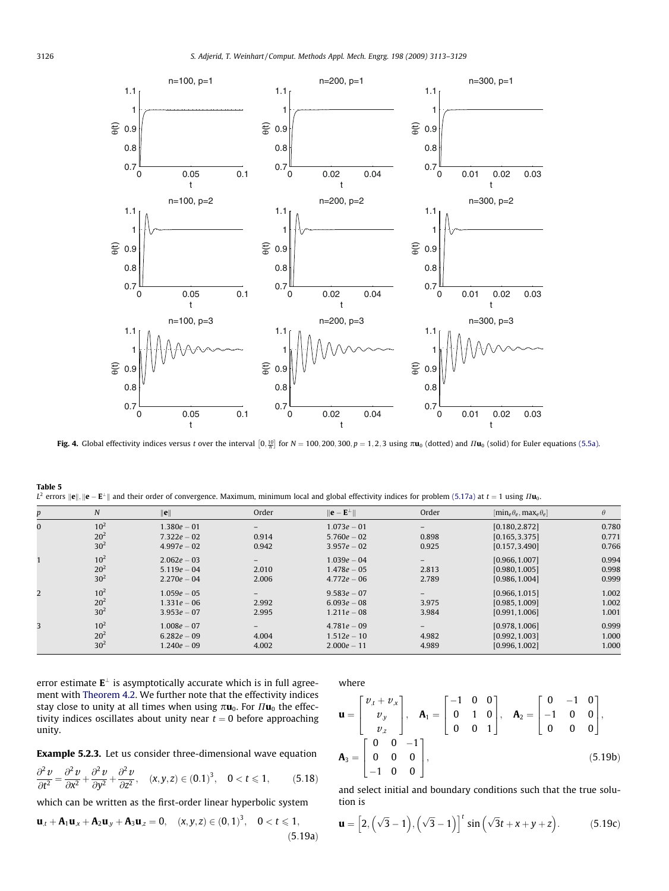n=100, p=1
n=200, p=1
n=300, p=1
n=100, p=2
n=200, p=2
n=300, p=2
n=100, p=3
n=200, p=3
n=300, p=3
θ(t)
t

**Fig. 4.** Global effectivity indices versus $t$ over the interval $[0, \frac{10}{\pi}]$ for $N = 100, 200, 300, p = 1, 2, 3$ using $\pi\mathbf{u}_0$ (dotted) and $\Pi\mathbf{u}_0$ (solid) for Euler equations (5.5a).

**Table 5**
$L^2$ errors $\|\mathbf{e}\|, \|\mathbf{e} - \mathbf{E}^{\perp}\|$ and their order of convergence. Maximum, minimum local and global effectivity indices for problem (5.17a) at $t = 1$ using $\Pi\mathbf{u}_0$.

| $p$ | $N$ | $\|\mathbf{e}\|$ | Order | $\|\mathbf{e} - \mathbf{E}^{\perp}\|$ | Order | $[\min_e \theta_e, \max_e \theta_e]$ | $\theta$ |
|---|---|---|---|---|---|---|---|
| 0 | $10^2$ | $1.380e-01$ | – | $1.073e-01$ | – | [0.180, 2.872] | 0.780 |
| | $20^2$ | $7.322e-02$ | 0.914 | $5.760e-02$ | 0.898 | [0.165, 3.375] | 0.771 |
| | $30^2$ | $4.997e-02$ | 0.942 | $3.957e-02$ | 0.925 | [0.157, 3.490] | 0.766 |
| 1 | $10^2$ | $2.062e-03$ | – | $1.039e-04$ | – | [0.966, 1.007] | 0.994 |
| | $20^2$ | $5.119e-04$ | 2.010 | $1.478e-05$ | 2.813 | [0.980, 1.005] | 0.998 |
| | $30^2$ | $2.270e-04$ | 2.006 | $4.772e-06$ | 2.789 | [0.986, 1.004] | 0.999 |
| 2 | $10^2$ | $1.059e-05$ | – | $9.583e-07$ | – | [0.966, 1.015] | 1.002 |
| | $20^2$ | $1.331e-06$ | 2.992 | $6.093e-08$ | 3.975 | [0.985, 1.009] | 1.002 |
| | $30^2$ | $3.953e-07$ | 2.995 | $1.211e-08$ | 3.984 | [0.991, 1.006] | 1.001 |
| 3 | $10^2$ | $1.008e-07$ | – | $4.781e-09$ | – | [0.978, 1.006] | 0.999 |
| | $20^2$ | $6.282e-09$ | 4.004 | $1.512e-10$ | 4.982 | [0.992, 1.003] | 1.000 |
| | $30^2$ | $1.240e-09$ | 4.002 | $2.000e-11$ | 4.989 | [0.996, 1.002] | 1.000 |

error estimate $\mathbf{E}^{\perp}$ is asymptotically accurate which is in full agreement with Theorem 4.2. We further note that the effectivity indices stay close to unity at all times when using $\pi\mathbf{u}_0$. For $\Pi\mathbf{u}_0$ the effectivity indices oscillates about unity near $t = 0$ before approaching unity.

**Example 5.2.3.** Let us consider three-dimensional wave equation

$$\frac{\partial^2 v}{\partial t^2} = \frac{\partial^2 v}{\partial x^2} + \frac{\partial^2 v}{\partial y^2} + \frac{\partial^2 v}{\partial z^2}, \quad (x, y, z) \in (0.1)^3, \quad 0 < t \leqslant 1, \tag{5.18}$$

which can be written as the first-order linear hyperbolic system

$$\mathbf{u}_{,t} + \mathbf{A}_1\mathbf{u}_{,x} + \mathbf{A}_2\mathbf{u}_{,y} + \mathbf{A}_3\mathbf{u}_{,z} = 0, \quad (x, y, z) \in (0, 1)^3, \quad 0 < t \leqslant 1, \tag{5.19a}$$

where

$$\mathbf{u} = \begin{bmatrix} v_{,t} + v_{,x} \\ v_{,y} \\ v_{,z} \end{bmatrix}, \quad \mathbf{A}_1 = \begin{bmatrix} -1 & 0 & 0 \\ 0 & 1 & 0 \\ 0 & 0 & 1 \end{bmatrix}, \quad \mathbf{A}_2 = \begin{bmatrix} 0 & -1 & 0 \\ -1 & 0 & 0 \\ 0 & 0 & 0 \end{bmatrix},$$

$$\mathbf{A}_3 = \begin{bmatrix} 0 & 0 & -1 \\ 0 & 0 & 0 \\ -1 & 0 & 0 \end{bmatrix}, \tag{5.19b}$$

and select initial and boundary conditions such that the true solution is

$$\mathbf{u} = \left[2, \left(\sqrt{3} - 1\right), \left(\sqrt{3} - 1\right)\right]^t \sin\left(\sqrt{3}t + x + y + z\right). \tag{5.19c}$$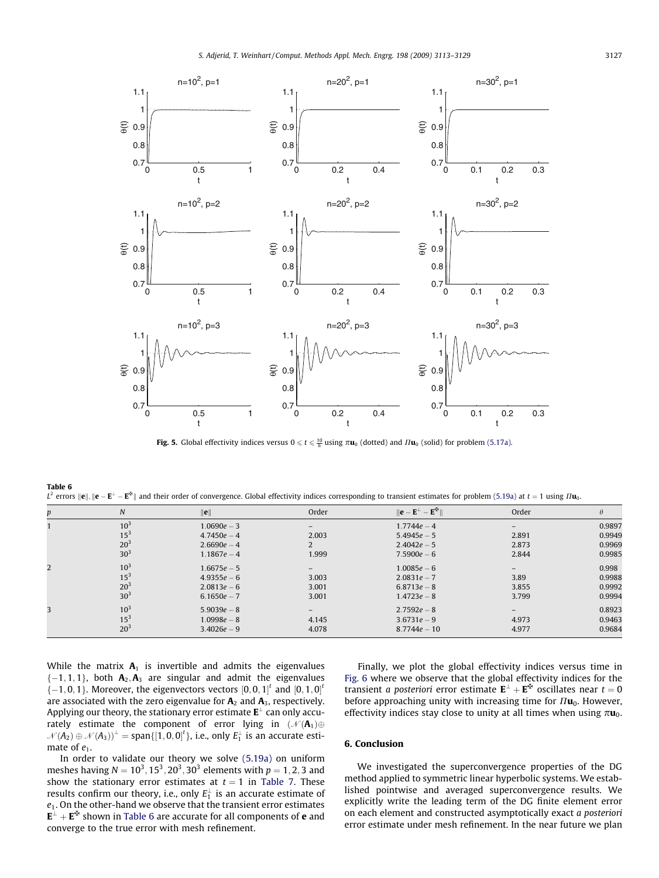n=10², p=1
1.1
1
θ(t) 0.9
0.8
0.7
0 0.5 1
t

n=20², p=1
1.1
1
θ(t) 0.9
0.8
0.7
0 0.2 0.4
t

n=30², p=1
1.1
1
θ(t) 0.9
0.8
0.7
0 0.1 0.2 0.3
t

n=10², p=2
1.1
1
θ(t) 0.9
0.8
0.7
0 0.5 1
t

n=20², p=2
1.1
1
θ(t) 0.9
0.8
0.7
0 0.2 0.4
t

n=30², p=2
1.1
1
θ(t) 0.9
0.8
0.7
0 0.1 0.2 0.3
t

n=10², p=3
1.1
1
θ(t) 0.9
0.8
0.7
0 0.5 1
t

n=20², p=3
1.1
1
θ(t) 0.9
0.8
0.7
0 0.2 0.4
t

n=30², p=3
1.1
1
θ(t) 0.9
0.8
0.7
0 0.1 0.2 0.3
t

**Fig. 5.** Global effectivity indices versus $0 \leqslant t \leqslant \frac{10}{h}$ using $\pi \mathbf{u}_0$ (dotted) and $\Pi \mathbf{u}_0$ (solid) for problem (5.17a).

**Table 6**
$L^2$ errors $\|\mathbf{e}\|, \|\mathbf{e} - \mathbf{E}^{\perp} - \mathbf{E}^{\maltese}\|$ and their order of convergence. Global effectivity indices corresponding to transient estimates for problem (5.19a) at $t = 1$ using $\Pi \mathbf{u}_0$.

| $p$ | $N$ | $\|\mathbf{e}\|$ | Order | $\|\mathbf{e} - \mathbf{E}^{\perp} - \mathbf{E}^{\maltese}\|$ | Order | $\theta$ |
|---|---|---|---|---|---|---|
| 1 | $10^3$ | $1.0690e-3$ | – | $1.7744e-4$ | – | 0.9897 |
| | $15^3$ | $4.7450e-4$ | 2.003 | $5.4945e-5$ | 2.891 | 0.9949 |
| | $20^3$ | $2.6690e-4$ | 2 | $2.4042e-5$ | 2.873 | 0.9969 |
| | $30^3$ | $1.1867e-4$ | 1.999 | $7.5900e-6$ | 2.844 | 0.9985 |
| 2 | $10^3$ | $1.6675e-5$ | – | $1.0085e-6$ | – | 0.998 |
| | $15^3$ | $4.9355e-6$ | 3.003 | $2.0831e-7$ | 3.89 | 0.9988 |
| | $20^3$ | $2.0813e-6$ | 3.001 | $6.8713e-8$ | 3.855 | 0.9992 |
| | $30^3$ | $6.1650e-7$ | 3.001 | $1.4723e-8$ | 3.799 | 0.9994 |
| 3 | $10^3$ | $5.9039e-8$ | – | $2.7592e-8$ | – | 0.8923 |
| | $15^3$ | $1.0998e-8$ | 4.145 | $3.6731e-9$ | 4.973 | 0.9463 |
| | $20^3$ | $3.4026e-9$ | 4.078 | $8.7744e-10$ | 4.977 | 0.9684 |

While the matrix $\mathbf{A}_1$ is invertible and admits the eigenvalues $\{-1, 1, 1\}$, both $\mathbf{A}_2, \mathbf{A}_3$ are singular and admit the eigenvalues $\{-1, 0, 1\}$. Moreover, the eigenvectors vectors $[0, 0, 1]^t$ and $[0, 1, 0]^t$ are associated with the zero eigenvalue for $\mathbf{A}_2$ and $\mathbf{A}_3$, respectively. Applying our theory, the stationary error estimate $\mathbf{E}^{\perp}$ can only accurately estimate the component of error lying in $(\mathcal{N}(\mathbf{A}_1) \oplus \mathcal{N}(A_2) \oplus \mathcal{N}(A_3))^{\perp} = \text{span}\{[1, 0, 0]^t\}$, i.e., only $E_1^{\perp}$ is an accurate estimate of $e_1$.

In order to validate our theory we solve (5.19a) on uniform meshes having $N = 10^3, 15^3, 20^3, 30^3$ elements with $p = 1, 2, 3$ and show the stationary error estimates at $t = 1$ in Table 7. These results confirm our theory, i.e., only $E_1^{\perp}$ is an accurate estimate of $e_1$. On the other-hand we observe that the transient error estimates $\mathbf{E}^{\perp} + \mathbf{E}^{\maltese}$ shown in Table 6 are accurate for all components of $\mathbf{e}$ and converge to the true error with mesh refinement.

Finally, we plot the global effectivity indices versus time in Fig. 6 where we observe that the global effectivity indices for the transient *a posteriori* error estimate $\mathbf{E}^{\perp} + \mathbf{E}^{\maltese}$ oscillates near $t = 0$ before approaching unity with increasing time for $\Pi \mathbf{u}_0$. However, effectivity indices stay close to unity at all times when using $\pi \mathbf{u}_0$.

## 6. Conclusion

We investigated the superconvergence properties of the DG method applied to symmetric linear hyperbolic systems. We established pointwise and averaged superconvergence results. We explicitly write the leading term of the DG finite element error on each element and constructed asymptotically exact *a posteriori* error estimate under mesh refinement. In the near future we plan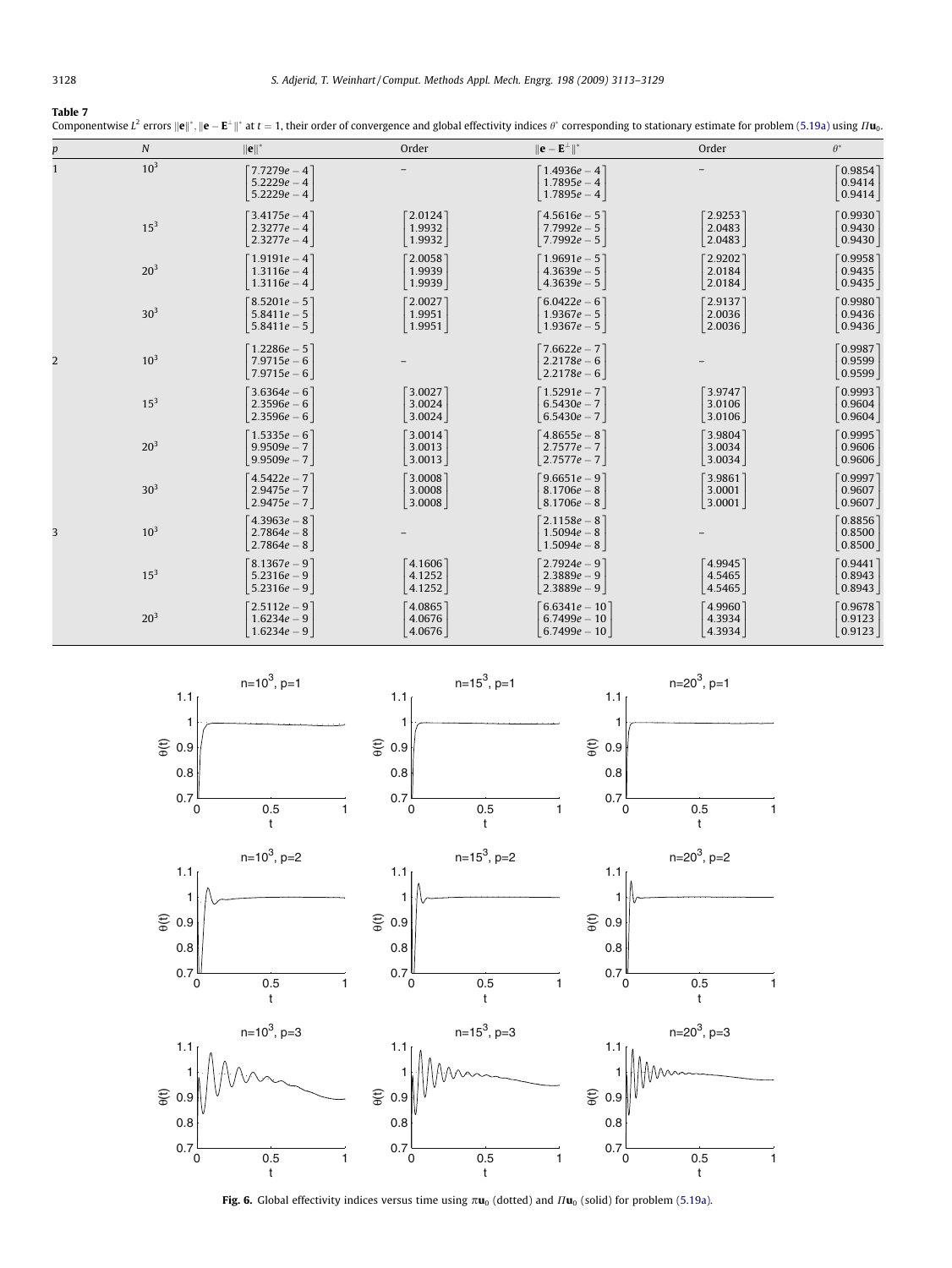**Table 7**

Componentwise $L^2$ errors $\|\mathbf{e}\|^*$, $\|\mathbf{e}-\mathbf{E}^{\perp}\|^*$ at $t=1$, their order of convergence and global effectivity indices $\theta^*$ corresponding to stationary estimate for problem (5.19a) using $\Pi\mathbf{u}_0$.

| $p$ | $N$ | $\|\mathbf{e}\|^*$ | Order | $\|\mathbf{e}-\mathbf{E}^{\perp}\|^*$ | Order | $\theta^*$ |
|---|---|---|---|---|---|---|
| 1 | $10^3$ | $\begin{bmatrix}7.7279e-4\\5.2229e-4\\5.2229e-4\end{bmatrix}$ | – | $\begin{bmatrix}1.4936e-4\\1.7895e-4\\1.7895e-4\end{bmatrix}$ | – | $\begin{bmatrix}0.9854\\0.9414\\0.9414\end{bmatrix}$ |
| | $15^3$ | $\begin{bmatrix}3.4175e-4\\2.3277e-4\\2.3277e-4\end{bmatrix}$ | $\begin{bmatrix}2.0124\\1.9932\\1.9932\end{bmatrix}$ | $\begin{bmatrix}4.5616e-5\\7.7992e-5\\7.7992e-5\end{bmatrix}$ | $\begin{bmatrix}2.9253\\2.0483\\2.0483\end{bmatrix}$ | $\begin{bmatrix}0.9930\\0.9430\\0.9430\end{bmatrix}$ |
| | $20^3$ | $\begin{bmatrix}1.9191e-4\\1.3116e-4\\1.3116e-4\end{bmatrix}$ | $\begin{bmatrix}2.0058\\1.9939\\1.9939\end{bmatrix}$ | $\begin{bmatrix}1.9691e-5\\4.3639e-5\\4.3639e-5\end{bmatrix}$ | $\begin{bmatrix}2.9202\\2.0184\\2.0184\end{bmatrix}$ | $\begin{bmatrix}0.9958\\0.9435\\0.9435\end{bmatrix}$ |
| | $30^3$ | $\begin{bmatrix}8.5201e-5\\5.8411e-5\\5.8411e-5\end{bmatrix}$ | $\begin{bmatrix}2.0027\\1.9951\\1.9951\end{bmatrix}$ | $\begin{bmatrix}6.0422e-6\\1.9367e-5\\1.9367e-5\end{bmatrix}$ | $\begin{bmatrix}2.9137\\2.0036\\2.0036\end{bmatrix}$ | $\begin{bmatrix}0.9980\\0.9436\\0.9436\end{bmatrix}$ |
| 2 | $10^3$ | $\begin{bmatrix}1.2286e-5\\7.9715e-6\\7.9715e-6\end{bmatrix}$ | – | $\begin{bmatrix}7.6622e-7\\2.2178e-6\\2.2178e-6\end{bmatrix}$ | – | $\begin{bmatrix}0.9987\\0.9599\\0.9599\end{bmatrix}$ |
| | $15^3$ | $\begin{bmatrix}3.6364e-6\\2.3596e-6\\2.3596e-6\end{bmatrix}$ | $\begin{bmatrix}3.0027\\3.0024\\3.0024\end{bmatrix}$ | $\begin{bmatrix}1.5291e-7\\6.5430e-7\\6.5430e-7\end{bmatrix}$ | $\begin{bmatrix}3.9747\\3.0106\\3.0106\end{bmatrix}$ | $\begin{bmatrix}0.9993\\0.9604\\0.9604\end{bmatrix}$ |
| | $20^3$ | $\begin{bmatrix}1.5335e-6\\9.9509e-7\\9.9509e-7\end{bmatrix}$ | $\begin{bmatrix}3.0014\\3.0013\\3.0013\end{bmatrix}$ | $\begin{bmatrix}4.8655e-8\\2.7577e-7\\2.7577e-7\end{bmatrix}$ | $\begin{bmatrix}3.9804\\3.0034\\3.0034\end{bmatrix}$ | $\begin{bmatrix}0.9995\\0.9606\\0.9606\end{bmatrix}$ |
| | $30^3$ | $\begin{bmatrix}4.5422e-7\\2.9475e-7\\2.9475e-7\end{bmatrix}$ | $\begin{bmatrix}3.0008\\3.0008\\3.0008\end{bmatrix}$ | $\begin{bmatrix}9.6651e-9\\8.1706e-8\\8.1706e-8\end{bmatrix}$ | $\begin{bmatrix}3.9861\\3.0001\\3.0001\end{bmatrix}$ | $\begin{bmatrix}0.9997\\0.9607\\0.9607\end{bmatrix}$ |
| 3 | $10^3$ | $\begin{bmatrix}4.3963e-8\\2.7864e-8\\2.7864e-8\end{bmatrix}$ | – | $\begin{bmatrix}2.1158e-8\\1.5094e-8\\1.5094e-8\end{bmatrix}$ | – | $\begin{bmatrix}0.8856\\0.8500\\0.8500\end{bmatrix}$ |
| | $15^3$ | $\begin{bmatrix}8.1367e-9\\5.2316e-9\\5.2316e-9\end{bmatrix}$ | $\begin{bmatrix}4.1606\\4.1252\\4.1252\end{bmatrix}$ | $\begin{bmatrix}2.7924e-9\\2.3889e-9\\2.3889e-9\end{bmatrix}$ | $\begin{bmatrix}4.9945\\4.5465\\4.5465\end{bmatrix}$ | $\begin{bmatrix}0.9441\\0.8943\\0.8943\end{bmatrix}$ |
| | $20^3$ | $\begin{bmatrix}2.5112e-9\\1.6234e-9\\1.6234e-9\end{bmatrix}$ | $\begin{bmatrix}4.0865\\4.0676\\4.0676\end{bmatrix}$ | $\begin{bmatrix}6.6341e-10\\6.7499e-10\\6.7499e-10\end{bmatrix}$ | $\begin{bmatrix}4.9960\\4.3934\\4.3934\end{bmatrix}$ | $\begin{bmatrix}0.9678\\0.9123\\0.9123\end{bmatrix}$ |

n=10^3, p=1
n=15^3, p=1
n=20^3, p=1
n=10^3, p=2
n=15^3, p=2
n=20^3, p=2
n=10^3, p=3
n=15^3, p=3
n=20^3, p=3

θ(t)
t

**Fig. 6.** Global effectivity indices versus time using $\pi\mathbf{u}_0$ (dotted) and $\Pi\mathbf{u}_0$ (solid) for problem (5.19a).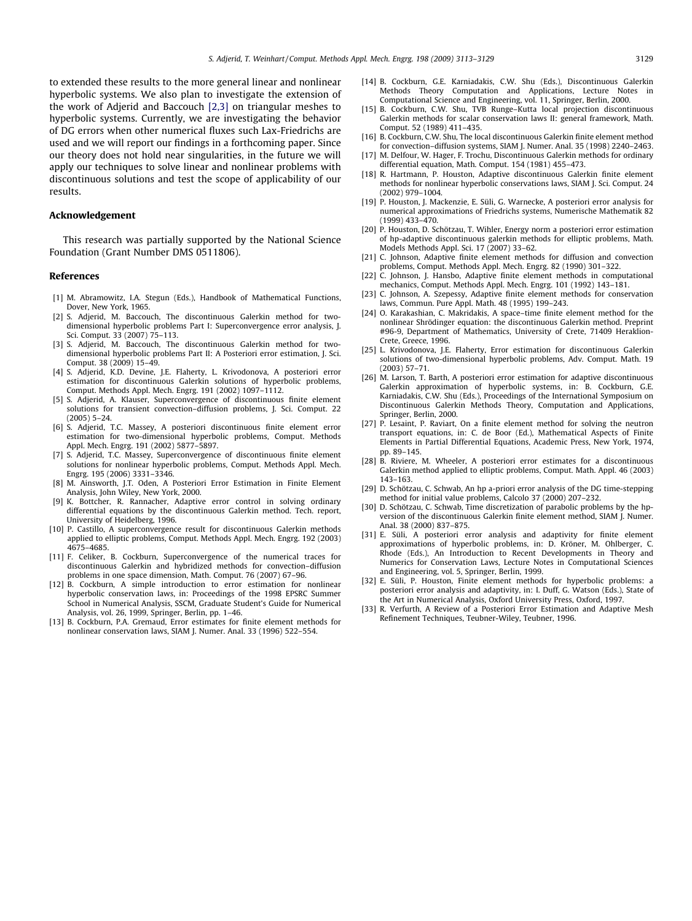to extended these results to the more general linear and nonlinear hyperbolic systems. We also plan to investigate the extension of the work of Adjerid and Baccouch [2,3] on triangular meshes to hyperbolic systems. Currently, we are investigating the behavior of DG errors when other numerical fluxes such Lax-Friedrichs are used and we will report our findings in a forthcoming paper. Since our theory does not hold near singularities, in the future we will apply our techniques to solve linear and nonlinear problems with discontinuous solutions and test the scope of applicability of our results.

## Acknowledgement

This research was partially supported by the National Science Foundation (Grant Number DMS 0511806).

## References

[1] M. Abramowitz, I.A. Stegun (Eds.), Handbook of Mathematical Functions, Dover, New York, 1965.

[2] S. Adjerid, M. Baccouch, The discontinuous Galerkin method for two-dimensional hyperbolic problems Part I: Superconvergence error analysis, J. Sci. Comput. 33 (2007) 75–113.

[3] S. Adjerid, M. Baccouch, The discontinuous Galerkin method for two-dimensional hyperbolic problems Part II: A Posteriori error estimation, J. Sci. Comput. 38 (2009) 15–49.

[4] S. Adjerid, K.D. Devine, J.E. Flaherty, L. Krivodonova, A posteriori error estimation for discontinuous Galerkin solutions of hyperbolic problems, Comput. Methods Appl. Mech. Engrg. 191 (2002) 1097–1112.

[5] S. Adjerid, A. Klauser, Superconvergence of discontinuous finite element solutions for transient convection–diffusion problems, J. Sci. Comput. 22 (2005) 5–24.

[6] S. Adjerid, T.C. Massey, A posteriori discontinuous finite element error estimation for two-dimensional hyperbolic problems, Comput. Methods Appl. Mech. Engrg. 191 (2002) 5877–5897.

[7] S. Adjerid, T.C. Massey, Superconvergence of discontinuous finite element solutions for nonlinear hyperbolic problems, Comput. Methods Appl. Mech. Engrg. 195 (2006) 3331–3346.

[8] M. Ainsworth, J.T. Oden, A Posteriori Error Estimation in Finite Element Analysis, John Wiley, New York, 2000.

[9] K. Bottcher, R. Rannacher, Adaptive error control in solving ordinary differential equations by the discontinuous Galerkin method. Tech. report, University of Heidelberg, 1996.

[10] P. Castillo, A superconvergence result for discontinuous Galerkin methods applied to elliptic problems, Comput. Methods Appl. Mech. Engrg. 192 (2003) 4675–4685.

[11] F. Celiker, B. Cockburn, Superconvergence of the numerical traces for discontinuous Galerkin and hybridized methods for convection–diffusion problems in one space dimension, Math. Comput. 76 (2007) 67–96.

[12] B. Cockburn, A simple introduction to error estimation for nonlinear hyperbolic conservation laws, in: Proceedings of the 1998 EPSRC Summer School in Numerical Analysis, SSCM, Graduate Student's Guide for Numerical Analysis, vol. 26, 1999, Springer, Berlin, pp. 1–46.

[13] B. Cockburn, P.A. Gremaud, Error estimates for finite element methods for nonlinear conservation laws, SIAM J. Numer. Anal. 33 (1996) 522–554.

[14] B. Cockburn, G.E. Karniadakis, C.W. Shu (Eds.), Discontinuous Galerkin Methods Theory Computation and Applications, Lecture Notes in Computational Science and Engineering, vol. 11, Springer, Berlin, 2000.

[15] B. Cockburn, C.W. Shu, TVB Runge–Kutta local projection discontinuous Galerkin methods for scalar conservation laws II: general framework, Math. Comput. 52 (1989) 411–435.

[16] B. Cockburn, C.W. Shu, The local discontinuous Galerkin finite element method for convection–diffusion systems, SIAM J. Numer. Anal. 35 (1998) 2240–2463.

[17] M. Delfour, W. Hager, F. Trochu, Discontinuous Galerkin methods for ordinary differential equation, Math. Comput. 154 (1981) 455–473.

[18] R. Hartmann, P. Houston, Adaptive discontinuous Galerkin finite element methods for nonlinear hyperbolic conservations laws, SIAM J. Sci. Comput. 24 (2002) 979–1004.

[19] P. Houston, J. Mackenzie, E. Süli, G. Warnecke, A posteriori error analysis for numerical approximations of Friedrichs systems, Numerische Mathematik 82 (1999) 433–470.

[20] P. Houston, D. Schötzau, T. Wihler, Energy norm a posteriori error estimation of hp-adaptive discontinuous galerkin methods for elliptic problems, Math. Models Methods Appl. Sci. 17 (2007) 33–62.

[21] C. Johnson, Adaptive finite element methods for diffusion and convection problems, Comput. Methods Appl. Mech. Engrg. 82 (1990) 301–322.

[22] C. Johnson, J. Hansbo, Adaptive finite element methods in computational mechanics, Comput. Methods Appl. Mech. Engrg. 101 (1992) 143–181.

[23] C. Johnson, A. Szepessy, Adaptive finite element methods for conservation laws, Commun. Pure Appl. Math. 48 (1995) 199–243.

[24] O. Karakashian, C. Makridakis, A space–time finite element method for the nonlinear Shrödinger equation: the discontinuous Galerkin method. Preprint #96-9, Department of Mathematics, University of Crete, 71409 Heraklion-Crete, Greece, 1996.

[25] L. Krivodonova, J.E. Flaherty, Error estimation for discontinuous Galerkin solutions of two-dimensional hyperbolic problems, Adv. Comput. Math. 19 (2003) 57–71.

[26] M. Larson, T. Barth, A posteriori error estimation for adaptive discontinuous Galerkin approximation of hyperbolic systems, in: B. Cockburn, G.E. Karniadakis, C.W. Shu (Eds.), Proceedings of the International Symposium on Discontinuous Galerkin Methods Theory, Computation and Applications, Springer, Berlin, 2000.

[27] P. Lesaint, P. Raviart, On a finite element method for solving the neutron transport equations, in: C. de Boor (Ed.), Mathematical Aspects of Finite Elements in Partial Differential Equations, Academic Press, New York, 1974, pp. 89–145.

[28] B. Riviere, M. Wheeler, A posteriori error estimates for a discontinuous Galerkin method applied to elliptic problems, Comput. Math. Appl. 46 (2003) 143–163.

[29] D. Schötzau, C. Schwab, An hp a-priori error analysis of the DG time-stepping method for initial value problems, Calcolo 37 (2000) 207–232.

[30] D. Schötzau, C. Schwab, Time discretization of parabolic problems by the hp-version of the discontinuous Galerkin finite element method, SIAM J. Numer. Anal. 38 (2000) 837–875.

[31] E. Süli, A posteriori error analysis and adaptivity for finite element approximations of hyperbolic problems, in: D. Kröner, M. Ohlberger, C. Rhode (Eds.), An Introduction to Recent Developments in Theory and Numerics for Conservation Laws, Lecture Notes in Computational Sciences and Engineering, vol. 5, Springer, Berlin, 1999.

[32] E. Süli, P. Houston, Finite element methods for hyperbolic problems: a posteriori error analysis and adaptivity, in: I. Duff, G. Watson (Eds.), State of the Art in Numerical Analysis, Oxford University Press, Oxford, 1997.

[33] R. Verfurth, A Review of a Posteriori Error Estimation and Adaptive Mesh Refinement Techniques, Teubner-Wiley, Teubner, 1996.